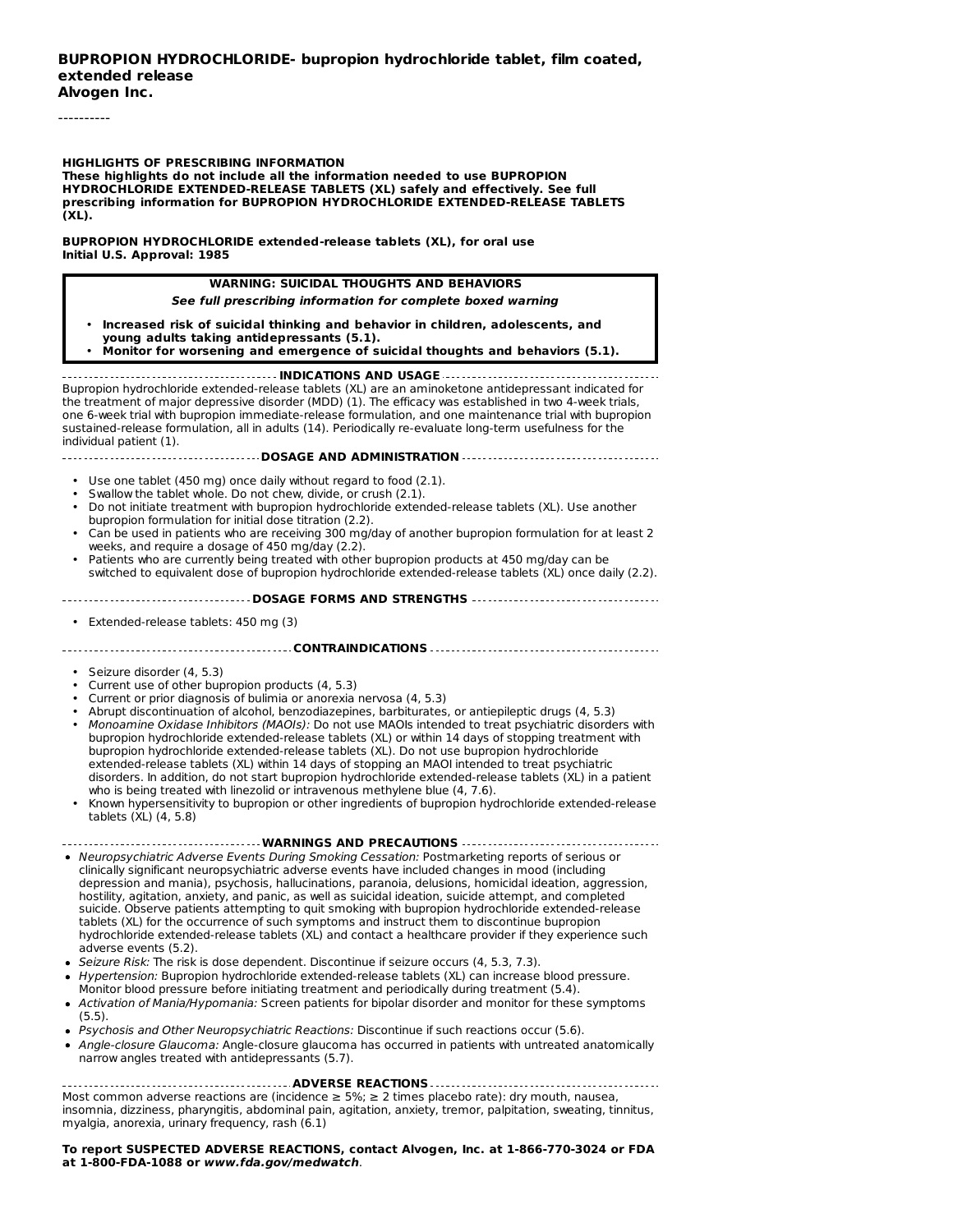**BUPROPION HYDROCHLORIDE- bupropion hydrochloride tablet, film coated, extended release**
**Alvogen Inc.**

----------

**HIGHLIGHTS OF PRESCRIBING INFORMATION**
**These highlights do not include all the information needed to use BUPROPION HYDROCHLORIDE EXTENDED-RELEASE TABLETS (XL) safely and effectively. See full prescribing information for BUPROPION HYDROCHLORIDE EXTENDED-RELEASE TABLETS (XL).**

**BUPROPION HYDROCHLORIDE extended-release tablets (XL), for oral use**
**Initial U.S. Approval: 1985**

**WARNING: SUICIDAL THOUGHTS AND BEHAVIORS**
***See full prescribing information for complete boxed warning***

- **Increased risk of suicidal thinking and behavior in children, adolescents, and young adults taking antidepressants (5.1).**
- **Monitor for worsening and emergence of suicidal thoughts and behaviors (5.1).**

**INDICATIONS AND USAGE**

Bupropion hydrochloride extended-release tablets (XL) are an aminoketone antidepressant indicated for the treatment of major depressive disorder (MDD) (1). The efficacy was established in two 4-week trials, one 6-week trial with bupropion immediate-release formulation, and one maintenance trial with bupropion sustained-release formulation, all in adults (14). Periodically re-evaluate long-term usefulness for the individual patient (1).

**DOSAGE AND ADMINISTRATION**

- Use one tablet (450 mg) once daily without regard to food (2.1).
- Swallow the tablet whole. Do not chew, divide, or crush (2.1).
- Do not initiate treatment with bupropion hydrochloride extended-release tablets (XL). Use another bupropion formulation for initial dose titration (2.2).
- Can be used in patients who are receiving 300 mg/day of another bupropion formulation for at least 2 weeks, and require a dosage of 450 mg/day (2.2).
- Patients who are currently being treated with other bupropion products at 450 mg/day can be switched to equivalent dose of bupropion hydrochloride extended-release tablets (XL) once daily (2.2).

**DOSAGE FORMS AND STRENGTHS**

- Extended-release tablets: 450 mg (3)

**CONTRAINDICATIONS**

- Seizure disorder (4, 5.3)
- Current use of other bupropion products (4, 5.3)
- Current or prior diagnosis of bulimia or anorexia nervosa (4, 5.3)
- Abrupt discontinuation of alcohol, benzodiazepines, barbiturates, or antiepileptic drugs (4, 5.3)
- *Monoamine Oxidase Inhibitors (MAOIs):* Do not use MAOIs intended to treat psychiatric disorders with bupropion hydrochloride extended-release tablets (XL) or within 14 days of stopping treatment with bupropion hydrochloride extended-release tablets (XL). Do not use bupropion hydrochloride extended-release tablets (XL) within 14 days of stopping an MAOI intended to treat psychiatric disorders. In addition, do not start bupropion hydrochloride extended-release tablets (XL) in a patient who is being treated with linezolid or intravenous methylene blue (4, 7.6).
- Known hypersensitivity to bupropion or other ingredients of bupropion hydrochloride extended-release tablets (XL) (4, 5.8)

**WARNINGS AND PRECAUTIONS**

- *Neuropsychiatric Adverse Events During Smoking Cessation:* Postmarketing reports of serious or clinically significant neuropsychiatric adverse events have included changes in mood (including depression and mania), psychosis, hallucinations, paranoia, delusions, homicidal ideation, aggression, hostility, agitation, anxiety, and panic, as well as suicidal ideation, suicide attempt, and completed suicide. Observe patients attempting to quit smoking with bupropion hydrochloride extended-release tablets (XL) for the occurrence of such symptoms and instruct them to discontinue bupropion hydrochloride extended-release tablets (XL) and contact a healthcare provider if they experience such adverse events (5.2).
- *Seizure Risk:* The risk is dose dependent. Discontinue if seizure occurs (4, 5.3, 7.3).
- *Hypertension:* Bupropion hydrochloride extended-release tablets (XL) can increase blood pressure. Monitor blood pressure before initiating treatment and periodically during treatment (5.4).
- *Activation of Mania/Hypomania:* Screen patients for bipolar disorder and monitor for these symptoms (5.5).
- *Psychosis and Other Neuropsychiatric Reactions:* Discontinue if such reactions occur (5.6).
- *Angle-closure Glaucoma:* Angle-closure glaucoma has occurred in patients with untreated anatomically narrow angles treated with antidepressants (5.7).

**ADVERSE REACTIONS**

Most common adverse reactions are (incidence ≥ 5%; ≥ 2 times placebo rate): dry mouth, nausea, insomnia, dizziness, pharyngitis, abdominal pain, agitation, anxiety, tremor, palpitation, sweating, tinnitus, myalgia, anorexia, urinary frequency, rash (6.1)

**To report SUSPECTED ADVERSE REACTIONS, contact Alvogen, Inc. at 1-866-770-3024 or FDA at 1-800-FDA-1088 or *www.fda.gov/medwatch*.**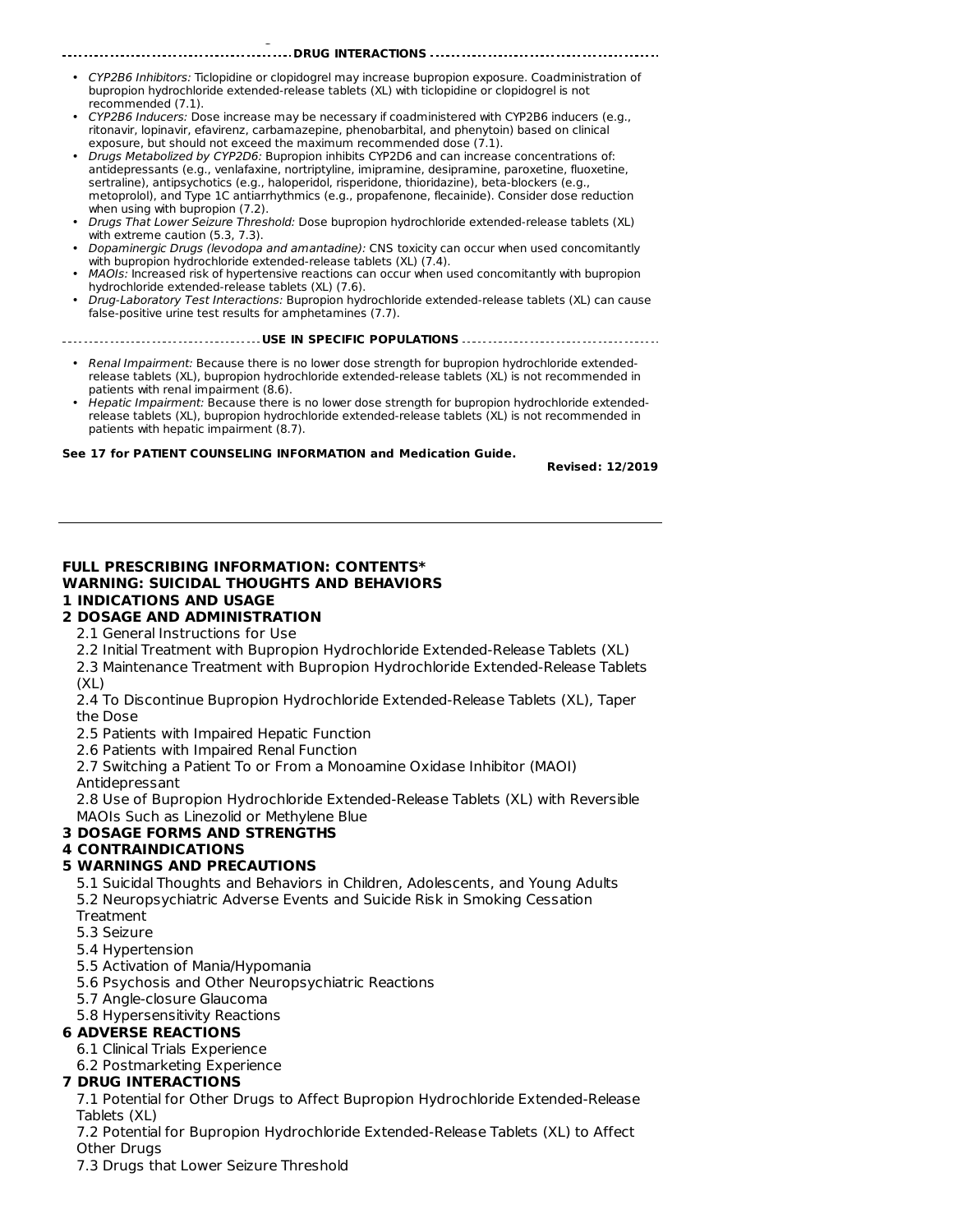## DRUG INTERACTIONS

- *CYP2B6 Inhibitors:* Ticlopidine or clopidogrel may increase bupropion exposure. Coadministration of bupropion hydrochloride extended-release tablets (XL) with ticlopidine or clopidogrel is not recommended (7.1).
- *CYP2B6 Inducers:* Dose increase may be necessary if coadministered with CYP2B6 inducers (e.g., ritonavir, lopinavir, efavirenz, carbamazepine, phenobarbital, and phenytoin) based on clinical exposure, but should not exceed the maximum recommended dose (7.1).
- *Drugs Metabolized by CYP2D6:* Bupropion inhibits CYP2D6 and can increase concentrations of: antidepressants (e.g., venlafaxine, nortriptyline, imipramine, desipramine, paroxetine, fluoxetine, sertraline), antipsychotics (e.g., haloperidol, risperidone, thioridazine), beta-blockers (e.g., metoprolol), and Type 1C antiarrhythmics (e.g., propafenone, flecainide). Consider dose reduction when using with bupropion (7.2).
- *Drugs That Lower Seizure Threshold:* Dose bupropion hydrochloride extended-release tablets (XL) with extreme caution (5.3, 7.3).
- *Dopaminergic Drugs (levodopa and amantadine):* CNS toxicity can occur when used concomitantly with bupropion hydrochloride extended-release tablets (XL) (7.4).
- *MAOIs:* Increased risk of hypertensive reactions can occur when used concomitantly with bupropion hydrochloride extended-release tablets (XL) (7.6).
- *Drug-Laboratory Test Interactions:* Bupropion hydrochloride extended-release tablets (XL) can cause false-positive urine test results for amphetamines (7.7).

## USE IN SPECIFIC POPULATIONS

- *Renal Impairment:* Because there is no lower dose strength for bupropion hydrochloride extended-release tablets (XL), bupropion hydrochloride extended-release tablets (XL) is not recommended in patients with renal impairment (8.6).
- *Hepatic Impairment:* Because there is no lower dose strength for bupropion hydrochloride extended-release tablets (XL), bupropion hydrochloride extended-release tablets (XL) is not recommended in patients with hepatic impairment (8.7).

**See 17 for PATIENT COUNSELING INFORMATION and Medication Guide.**

**Revised: 12/2019**

---

**FULL PRESCRIBING INFORMATION: CONTENTS***

**WARNING: SUICIDAL THOUGHTS AND BEHAVIORS**

**1 INDICATIONS AND USAGE**

**2 DOSAGE AND ADMINISTRATION**

2.1 General Instructions for Use

2.2 Initial Treatment with Bupropion Hydrochloride Extended-Release Tablets (XL)

2.3 Maintenance Treatment with Bupropion Hydrochloride Extended-Release Tablets (XL)

2.4 To Discontinue Bupropion Hydrochloride Extended-Release Tablets (XL), Taper the Dose

2.5 Patients with Impaired Hepatic Function

2.6 Patients with Impaired Renal Function

2.7 Switching a Patient To or From a Monoamine Oxidase Inhibitor (MAOI) Antidepressant

2.8 Use of Bupropion Hydrochloride Extended-Release Tablets (XL) with Reversible MAOIs Such as Linezolid or Methylene Blue

**3 DOSAGE FORMS AND STRENGTHS**

**4 CONTRAINDICATIONS**

**5 WARNINGS AND PRECAUTIONS**

5.1 Suicidal Thoughts and Behaviors in Children, Adolescents, and Young Adults

5.2 Neuropsychiatric Adverse Events and Suicide Risk in Smoking Cessation Treatment

5.3 Seizure

5.4 Hypertension

5.5 Activation of Mania/Hypomania

5.6 Psychosis and Other Neuropsychiatric Reactions

5.7 Angle-closure Glaucoma

5.8 Hypersensitivity Reactions

**6 ADVERSE REACTIONS**

6.1 Clinical Trials Experience

6.2 Postmarketing Experience

**7 DRUG INTERACTIONS**

7.1 Potential for Other Drugs to Affect Bupropion Hydrochloride Extended-Release Tablets (XL)

7.2 Potential for Bupropion Hydrochloride Extended-Release Tablets (XL) to Affect Other Drugs

7.3 Drugs that Lower Seizure Threshold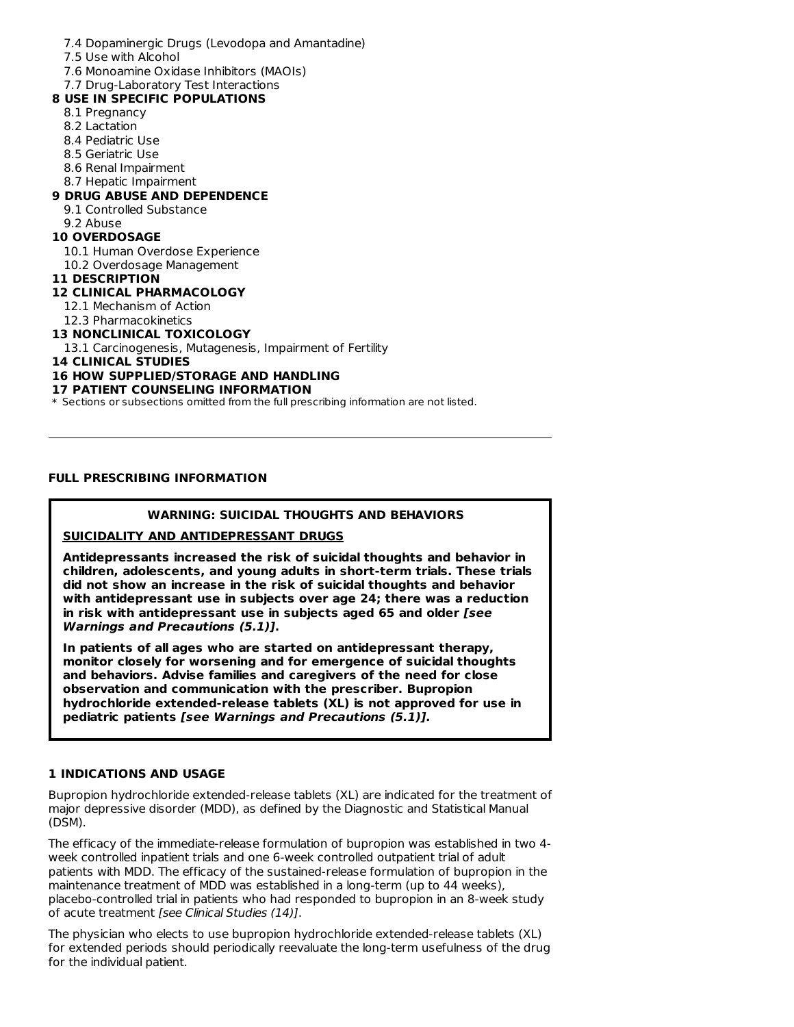7.4 Dopaminergic Drugs (Levodopa and Amantadine)
7.5 Use with Alcohol
7.6 Monoamine Oxidase Inhibitors (MAOIs)
7.7 Drug-Laboratory Test Interactions

**8 USE IN SPECIFIC POPULATIONS**

8.1 Pregnancy
8.2 Lactation
8.4 Pediatric Use
8.5 Geriatric Use
8.6 Renal Impairment
8.7 Hepatic Impairment

**9 DRUG ABUSE AND DEPENDENCE**

9.1 Controlled Substance
9.2 Abuse

**10 OVERDOSAGE**

10.1 Human Overdose Experience
10.2 Overdosage Management

**11 DESCRIPTION**

**12 CLINICAL PHARMACOLOGY**

12.1 Mechanism of Action
12.3 Pharmacokinetics

**13 NONCLINICAL TOXICOLOGY**

13.1 Carcinogenesis, Mutagenesis, Impairment of Fertility

**14 CLINICAL STUDIES**

**16 HOW SUPPLIED/STORAGE AND HANDLING**

**17 PATIENT COUNSELING INFORMATION**

\* Sections or subsections omitted from the full prescribing information are not listed.

---

## FULL PRESCRIBING INFORMATION

**WARNING: SUICIDAL THOUGHTS AND BEHAVIORS**

**SUICIDALITY AND ANTIDEPRESSANT DRUGS**

**Antidepressants increased the risk of suicidal thoughts and behavior in children, adolescents, and young adults in short-term trials. These trials did not show an increase in the risk of suicidal thoughts and behavior with antidepressant use in subjects over age 24; there was a reduction in risk with antidepressant use in subjects aged 65 and older *[see Warnings and Precautions (5.1)]*.**

**In patients of all ages who are started on antidepressant therapy, monitor closely for worsening and for emergence of suicidal thoughts and behaviors. Advise families and caregivers of the need for close observation and communication with the prescriber. Bupropion hydrochloride extended-release tablets (XL) is not approved for use in pediatric patients *[see Warnings and Precautions (5.1)]*.**

### 1 INDICATIONS AND USAGE

Bupropion hydrochloride extended-release tablets (XL) are indicated for the treatment of major depressive disorder (MDD), as defined by the Diagnostic and Statistical Manual (DSM).

The efficacy of the immediate-release formulation of bupropion was established in two 4-week controlled inpatient trials and one 6-week controlled outpatient trial of adult patients with MDD. The efficacy of the sustained-release formulation of bupropion in the maintenance treatment of MDD was established in a long-term (up to 44 weeks), placebo-controlled trial in patients who had responded to bupropion in an 8-week study of acute treatment *[see Clinical Studies (14)]*.

The physician who elects to use bupropion hydrochloride extended-release tablets (XL) for extended periods should periodically reevaluate the long-term usefulness of the drug for the individual patient.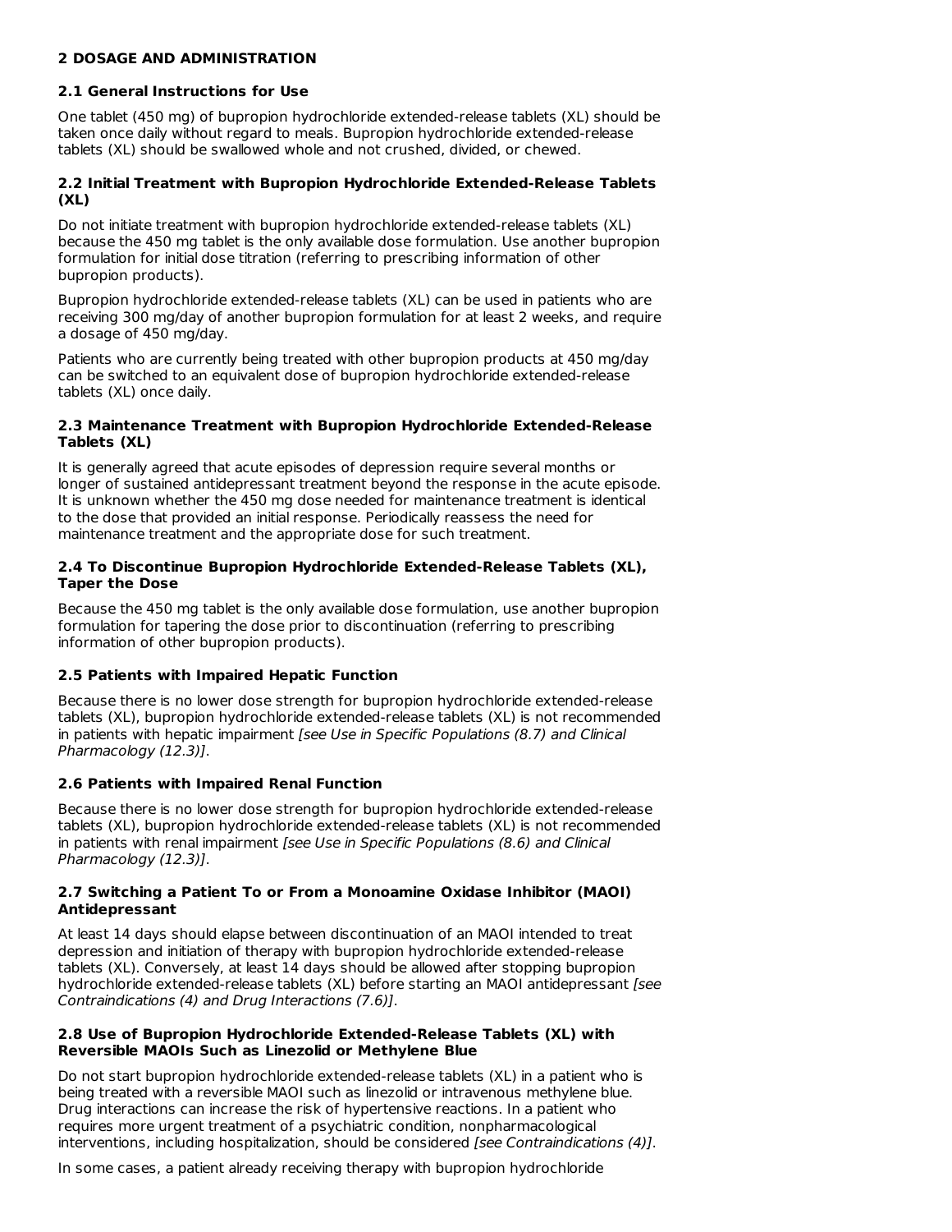## 2 DOSAGE AND ADMINISTRATION

### 2.1 General Instructions for Use

One tablet (450 mg) of bupropion hydrochloride extended-release tablets (XL) should be taken once daily without regard to meals. Bupropion hydrochloride extended-release tablets (XL) should be swallowed whole and not crushed, divided, or chewed.

### 2.2 Initial Treatment with Bupropion Hydrochloride Extended-Release Tablets (XL)

Do not initiate treatment with bupropion hydrochloride extended-release tablets (XL) because the 450 mg tablet is the only available dose formulation. Use another bupropion formulation for initial dose titration (referring to prescribing information of other bupropion products).

Bupropion hydrochloride extended-release tablets (XL) can be used in patients who are receiving 300 mg/day of another bupropion formulation for at least 2 weeks, and require a dosage of 450 mg/day.

Patients who are currently being treated with other bupropion products at 450 mg/day can be switched to an equivalent dose of bupropion hydrochloride extended-release tablets (XL) once daily.

### 2.3 Maintenance Treatment with Bupropion Hydrochloride Extended-Release Tablets (XL)

It is generally agreed that acute episodes of depression require several months or longer of sustained antidepressant treatment beyond the response in the acute episode. It is unknown whether the 450 mg dose needed for maintenance treatment is identical to the dose that provided an initial response. Periodically reassess the need for maintenance treatment and the appropriate dose for such treatment.

### 2.4 To Discontinue Bupropion Hydrochloride Extended-Release Tablets (XL), Taper the Dose

Because the 450 mg tablet is the only available dose formulation, use another bupropion formulation for tapering the dose prior to discontinuation (referring to prescribing information of other bupropion products).

### 2.5 Patients with Impaired Hepatic Function

Because there is no lower dose strength for bupropion hydrochloride extended-release tablets (XL), bupropion hydrochloride extended-release tablets (XL) is not recommended in patients with hepatic impairment *[see Use in Specific Populations (8.7) and Clinical Pharmacology (12.3)]*.

### 2.6 Patients with Impaired Renal Function

Because there is no lower dose strength for bupropion hydrochloride extended-release tablets (XL), bupropion hydrochloride extended-release tablets (XL) is not recommended in patients with renal impairment *[see Use in Specific Populations (8.6) and Clinical Pharmacology (12.3)]*.

### 2.7 Switching a Patient To or From a Monoamine Oxidase Inhibitor (MAOI) Antidepressant

At least 14 days should elapse between discontinuation of an MAOI intended to treat depression and initiation of therapy with bupropion hydrochloride extended-release tablets (XL). Conversely, at least 14 days should be allowed after stopping bupropion hydrochloride extended-release tablets (XL) before starting an MAOI antidepressant *[see Contraindications (4) and Drug Interactions (7.6)]*.

### 2.8 Use of Bupropion Hydrochloride Extended-Release Tablets (XL) with Reversible MAOIs Such as Linezolid or Methylene Blue

Do not start bupropion hydrochloride extended-release tablets (XL) in a patient who is being treated with a reversible MAOI such as linezolid or intravenous methylene blue. Drug interactions can increase the risk of hypertensive reactions. In a patient who requires more urgent treatment of a psychiatric condition, nonpharmacological interventions, including hospitalization, should be considered *[see Contraindications (4)]*.

In some cases, a patient already receiving therapy with bupropion hydrochloride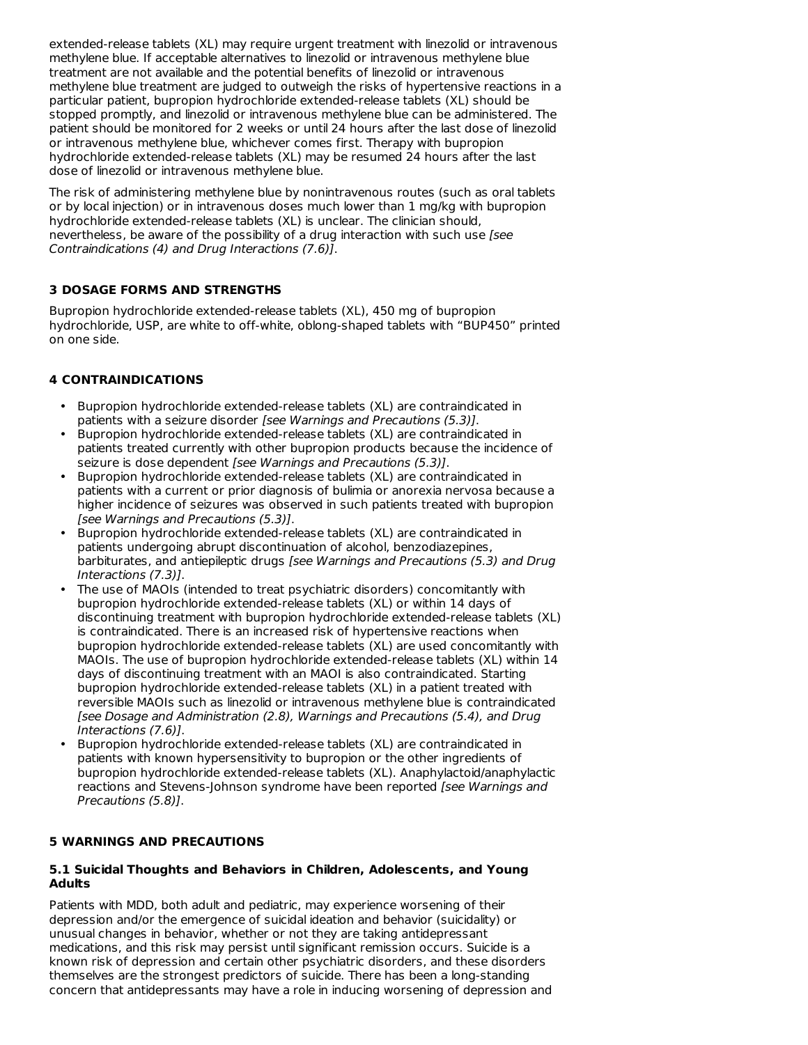extended-release tablets (XL) may require urgent treatment with linezolid or intravenous methylene blue. If acceptable alternatives to linezolid or intravenous methylene blue treatment are not available and the potential benefits of linezolid or intravenous methylene blue treatment are judged to outweigh the risks of hypertensive reactions in a particular patient, bupropion hydrochloride extended-release tablets (XL) should be stopped promptly, and linezolid or intravenous methylene blue can be administered. The patient should be monitored for 2 weeks or until 24 hours after the last dose of linezolid or intravenous methylene blue, whichever comes first. Therapy with bupropion hydrochloride extended-release tablets (XL) may be resumed 24 hours after the last dose of linezolid or intravenous methylene blue.

The risk of administering methylene blue by nonintravenous routes (such as oral tablets or by local injection) or in intravenous doses much lower than 1 mg/kg with bupropion hydrochloride extended-release tablets (XL) is unclear. The clinician should, nevertheless, be aware of the possibility of a drug interaction with such use *[see Contraindications (4) and Drug Interactions (7.6)]*.

## 3 DOSAGE FORMS AND STRENGTHS

Bupropion hydrochloride extended-release tablets (XL), 450 mg of bupropion hydrochloride, USP, are white to off-white, oblong-shaped tablets with "BUP450" printed on one side.

## 4 CONTRAINDICATIONS

- Bupropion hydrochloride extended-release tablets (XL) are contraindicated in patients with a seizure disorder *[see Warnings and Precautions (5.3)]*.
- Bupropion hydrochloride extended-release tablets (XL) are contraindicated in patients treated currently with other bupropion products because the incidence of seizure is dose dependent *[see Warnings and Precautions (5.3)]*.
- Bupropion hydrochloride extended-release tablets (XL) are contraindicated in patients with a current or prior diagnosis of bulimia or anorexia nervosa because a higher incidence of seizures was observed in such patients treated with bupropion *[see Warnings and Precautions (5.3)]*.
- Bupropion hydrochloride extended-release tablets (XL) are contraindicated in patients undergoing abrupt discontinuation of alcohol, benzodiazepines, barbiturates, and antiepileptic drugs *[see Warnings and Precautions (5.3) and Drug Interactions (7.3)]*.
- The use of MAOIs (intended to treat psychiatric disorders) concomitantly with bupropion hydrochloride extended-release tablets (XL) or within 14 days of discontinuing treatment with bupropion hydrochloride extended-release tablets (XL) is contraindicated. There is an increased risk of hypertensive reactions when bupropion hydrochloride extended-release tablets (XL) are used concomitantly with MAOIs. The use of bupropion hydrochloride extended-release tablets (XL) within 14 days of discontinuing treatment with an MAOI is also contraindicated. Starting bupropion hydrochloride extended-release tablets (XL) in a patient treated with reversible MAOIs such as linezolid or intravenous methylene blue is contraindicated *[see Dosage and Administration (2.8), Warnings and Precautions (5.4), and Drug Interactions (7.6)]*.
- Bupropion hydrochloride extended-release tablets (XL) are contraindicated in patients with known hypersensitivity to bupropion or the other ingredients of bupropion hydrochloride extended-release tablets (XL). Anaphylactoid/anaphylactic reactions and Stevens-Johnson syndrome have been reported *[see Warnings and Precautions (5.8)]*.

## 5 WARNINGS AND PRECAUTIONS

### 5.1 Suicidal Thoughts and Behaviors in Children, Adolescents, and Young Adults

Patients with MDD, both adult and pediatric, may experience worsening of their depression and/or the emergence of suicidal ideation and behavior (suicidality) or unusual changes in behavior, whether or not they are taking antidepressant medications, and this risk may persist until significant remission occurs. Suicide is a known risk of depression and certain other psychiatric disorders, and these disorders themselves are the strongest predictors of suicide. There has been a long-standing concern that antidepressants may have a role in inducing worsening of depression and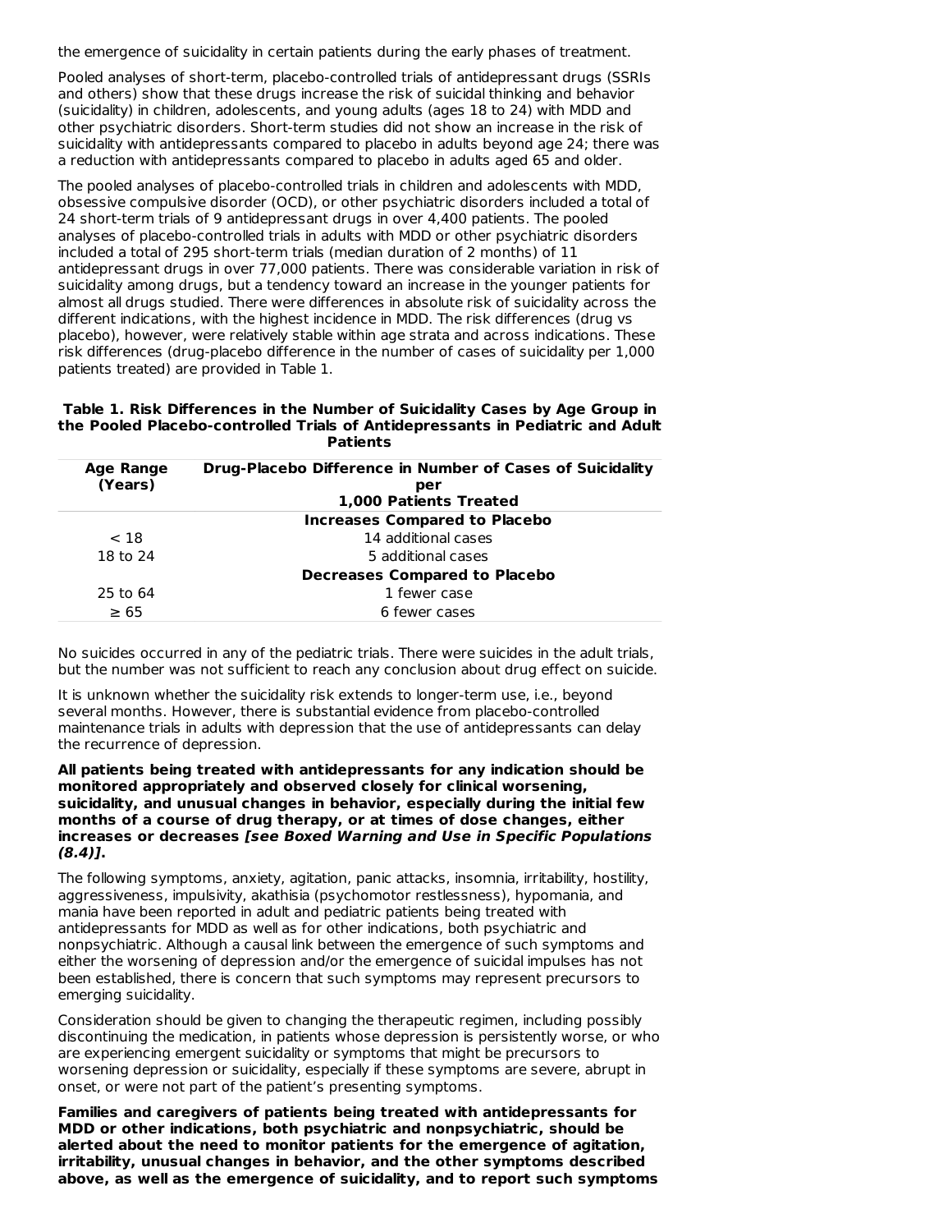the emergence of suicidality in certain patients during the early phases of treatment.

Pooled analyses of short-term, placebo-controlled trials of antidepressant drugs (SSRIs and others) show that these drugs increase the risk of suicidal thinking and behavior (suicidality) in children, adolescents, and young adults (ages 18 to 24) with MDD and other psychiatric disorders. Short-term studies did not show an increase in the risk of suicidality with antidepressants compared to placebo in adults beyond age 24; there was a reduction with antidepressants compared to placebo in adults aged 65 and older.

The pooled analyses of placebo-controlled trials in children and adolescents with MDD, obsessive compulsive disorder (OCD), or other psychiatric disorders included a total of 24 short-term trials of 9 antidepressant drugs in over 4,400 patients. The pooled analyses of placebo-controlled trials in adults with MDD or other psychiatric disorders included a total of 295 short-term trials (median duration of 2 months) of 11 antidepressant drugs in over 77,000 patients. There was considerable variation in risk of suicidality among drugs, but a tendency toward an increase in the younger patients for almost all drugs studied. There were differences in absolute risk of suicidality across the different indications, with the highest incidence in MDD. The risk differences (drug vs placebo), however, were relatively stable within age strata and across indications. These risk differences (drug-placebo difference in the number of cases of suicidality per 1,000 patients treated) are provided in Table 1.

**Table 1. Risk Differences in the Number of Suicidality Cases by Age Group in the Pooled Placebo-controlled Trials of Antidepressants in Pediatric and Adult Patients**

| Age Range (Years) | Drug-Placebo Difference in Number of Cases of Suicidality per 1,000 Patients Treated |
|---|---|
| | **Increases Compared to Placebo** |
| < 18 | 14 additional cases |
| 18 to 24 | 5 additional cases |
| | **Decreases Compared to Placebo** |
| 25 to 64 | 1 fewer case |
| ≥ 65 | 6 fewer cases |

No suicides occurred in any of the pediatric trials. There were suicides in the adult trials, but the number was not sufficient to reach any conclusion about drug effect on suicide.

It is unknown whether the suicidality risk extends to longer-term use, i.e., beyond several months. However, there is substantial evidence from placebo-controlled maintenance trials in adults with depression that the use of antidepressants can delay the recurrence of depression.

**All patients being treated with antidepressants for any indication should be monitored appropriately and observed closely for clinical worsening, suicidality, and unusual changes in behavior, especially during the initial few months of a course of drug therapy, or at times of dose changes, either increases or decreases *[see Boxed Warning and Use in Specific Populations (8.4)]*.**

The following symptoms, anxiety, agitation, panic attacks, insomnia, irritability, hostility, aggressiveness, impulsivity, akathisia (psychomotor restlessness), hypomania, and mania have been reported in adult and pediatric patients being treated with antidepressants for MDD as well as for other indications, both psychiatric and nonpsychiatric. Although a causal link between the emergence of such symptoms and either the worsening of depression and/or the emergence of suicidal impulses has not been established, there is concern that such symptoms may represent precursors to emerging suicidality.

Consideration should be given to changing the therapeutic regimen, including possibly discontinuing the medication, in patients whose depression is persistently worse, or who are experiencing emergent suicidality or symptoms that might be precursors to worsening depression or suicidality, especially if these symptoms are severe, abrupt in onset, or were not part of the patient's presenting symptoms.

**Families and caregivers of patients being treated with antidepressants for MDD or other indications, both psychiatric and nonpsychiatric, should be alerted about the need to monitor patients for the emergence of agitation, irritability, unusual changes in behavior, and the other symptoms described above, as well as the emergence of suicidality, and to report such symptoms**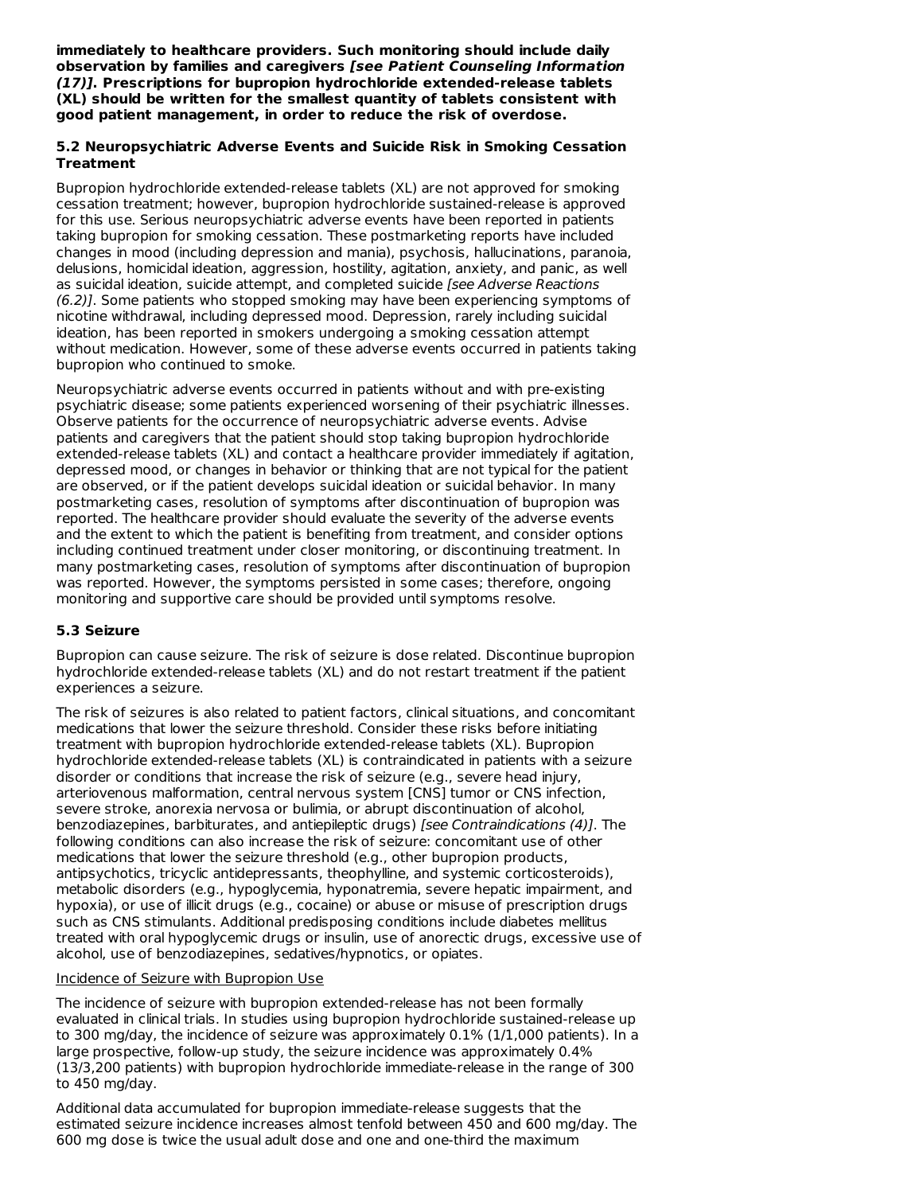**immediately to healthcare providers. Such monitoring should include daily observation by families and caregivers *[see Patient Counseling Information (17)]*. Prescriptions for bupropion hydrochloride extended-release tablets (XL) should be written for the smallest quantity of tablets consistent with good patient management, in order to reduce the risk of overdose.**

### 5.2 Neuropsychiatric Adverse Events and Suicide Risk in Smoking Cessation Treatment

Bupropion hydrochloride extended-release tablets (XL) are not approved for smoking cessation treatment; however, bupropion hydrochloride sustained-release is approved for this use. Serious neuropsychiatric adverse events have been reported in patients taking bupropion for smoking cessation. These postmarketing reports have included changes in mood (including depression and mania), psychosis, hallucinations, paranoia, delusions, homicidal ideation, aggression, hostility, agitation, anxiety, and panic, as well as suicidal ideation, suicide attempt, and completed suicide *[see Adverse Reactions (6.2)]*. Some patients who stopped smoking may have been experiencing symptoms of nicotine withdrawal, including depressed mood. Depression, rarely including suicidal ideation, has been reported in smokers undergoing a smoking cessation attempt without medication. However, some of these adverse events occurred in patients taking bupropion who continued to smoke.

Neuropsychiatric adverse events occurred in patients without and with pre-existing psychiatric disease; some patients experienced worsening of their psychiatric illnesses. Observe patients for the occurrence of neuropsychiatric adverse events. Advise patients and caregivers that the patient should stop taking bupropion hydrochloride extended-release tablets (XL) and contact a healthcare provider immediately if agitation, depressed mood, or changes in behavior or thinking that are not typical for the patient are observed, or if the patient develops suicidal ideation or suicidal behavior. In many postmarketing cases, resolution of symptoms after discontinuation of bupropion was reported. The healthcare provider should evaluate the severity of the adverse events and the extent to which the patient is benefiting from treatment, and consider options including continued treatment under closer monitoring, or discontinuing treatment. In many postmarketing cases, resolution of symptoms after discontinuation of bupropion was reported. However, the symptoms persisted in some cases; therefore, ongoing monitoring and supportive care should be provided until symptoms resolve.

### 5.3 Seizure

Bupropion can cause seizure. The risk of seizure is dose related. Discontinue bupropion hydrochloride extended-release tablets (XL) and do not restart treatment if the patient experiences a seizure.

The risk of seizures is also related to patient factors, clinical situations, and concomitant medications that lower the seizure threshold. Consider these risks before initiating treatment with bupropion hydrochloride extended-release tablets (XL). Bupropion hydrochloride extended-release tablets (XL) is contraindicated in patients with a seizure disorder or conditions that increase the risk of seizure (e.g., severe head injury, arteriovenous malformation, central nervous system [CNS] tumor or CNS infection, severe stroke, anorexia nervosa or bulimia, or abrupt discontinuation of alcohol, benzodiazepines, barbiturates, and antiepileptic drugs) *[see Contraindications (4)]*. The following conditions can also increase the risk of seizure: concomitant use of other medications that lower the seizure threshold (e.g., other bupropion products, antipsychotics, tricyclic antidepressants, theophylline, and systemic corticosteroids), metabolic disorders (e.g., hypoglycemia, hyponatremia, severe hepatic impairment, and hypoxia), or use of illicit drugs (e.g., cocaine) or abuse or misuse of prescription drugs such as CNS stimulants. Additional predisposing conditions include diabetes mellitus treated with oral hypoglycemic drugs or insulin, use of anorectic drugs, excessive use of alcohol, use of benzodiazepines, sedatives/hypnotics, or opiates.

Incidence of Seizure with Bupropion Use

The incidence of seizure with bupropion extended-release has not been formally evaluated in clinical trials. In studies using bupropion hydrochloride sustained-release up to 300 mg/day, the incidence of seizure was approximately 0.1% (1/1,000 patients). In a large prospective, follow-up study, the seizure incidence was approximately 0.4% (13/3,200 patients) with bupropion hydrochloride immediate-release in the range of 300 to 450 mg/day.

Additional data accumulated for bupropion immediate-release suggests that the estimated seizure incidence increases almost tenfold between 450 and 600 mg/day. The 600 mg dose is twice the usual adult dose and one and one-third the maximum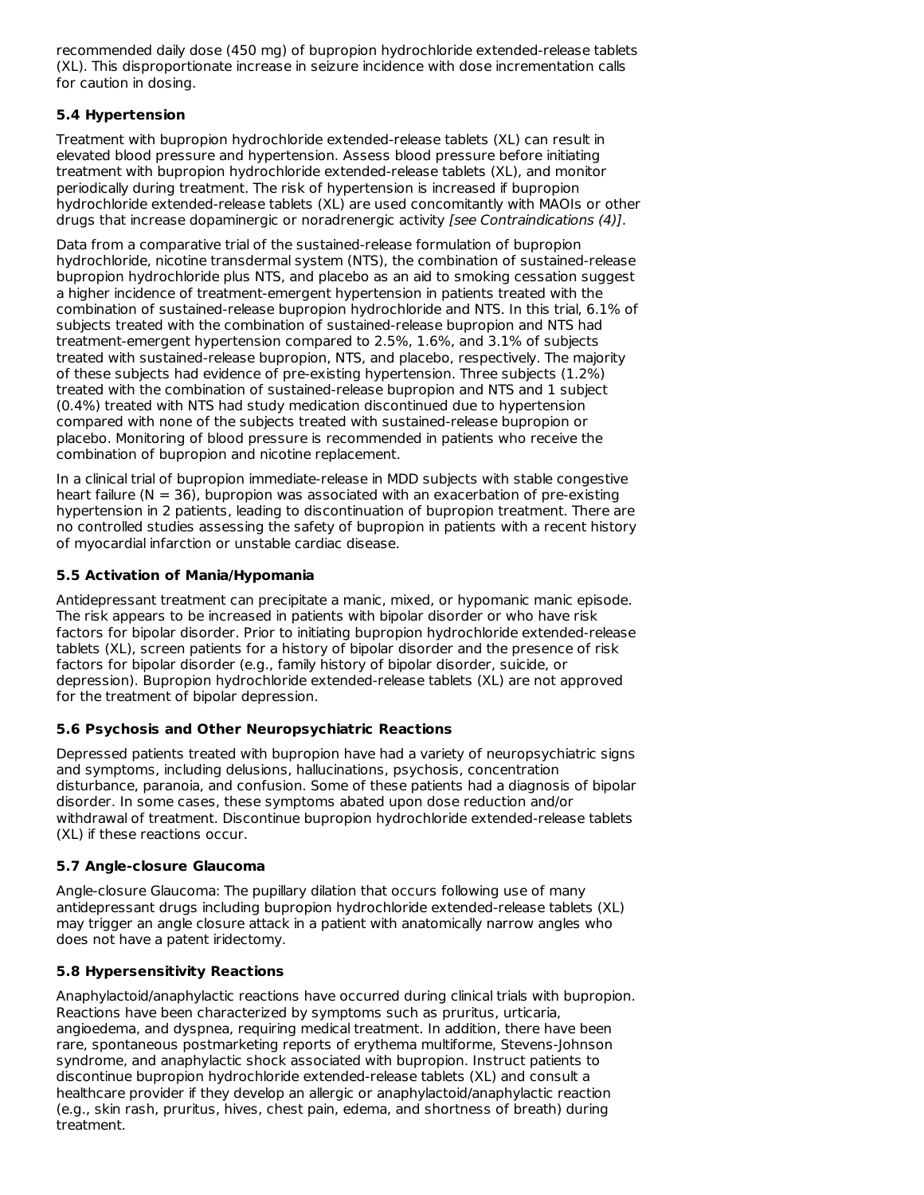recommended daily dose (450 mg) of bupropion hydrochloride extended-release tablets (XL). This disproportionate increase in seizure incidence with dose incrementation calls for caution in dosing.

### 5.4 Hypertension

Treatment with bupropion hydrochloride extended-release tablets (XL) can result in elevated blood pressure and hypertension. Assess blood pressure before initiating treatment with bupropion hydrochloride extended-release tablets (XL), and monitor periodically during treatment. The risk of hypertension is increased if bupropion hydrochloride extended-release tablets (XL) are used concomitantly with MAOIs or other drugs that increase dopaminergic or noradrenergic activity *[see Contraindications (4)]*.

Data from a comparative trial of the sustained-release formulation of bupropion hydrochloride, nicotine transdermal system (NTS), the combination of sustained-release bupropion hydrochloride plus NTS, and placebo as an aid to smoking cessation suggest a higher incidence of treatment-emergent hypertension in patients treated with the combination of sustained-release bupropion hydrochloride and NTS. In this trial, 6.1% of subjects treated with the combination of sustained-release bupropion and NTS had treatment-emergent hypertension compared to 2.5%, 1.6%, and 3.1% of subjects treated with sustained-release bupropion, NTS, and placebo, respectively. The majority of these subjects had evidence of pre-existing hypertension. Three subjects (1.2%) treated with the combination of sustained-release bupropion and NTS and 1 subject (0.4%) treated with NTS had study medication discontinued due to hypertension compared with none of the subjects treated with sustained-release bupropion or placebo. Monitoring of blood pressure is recommended in patients who receive the combination of bupropion and nicotine replacement.

In a clinical trial of bupropion immediate-release in MDD subjects with stable congestive heart failure (N = 36), bupropion was associated with an exacerbation of pre-existing hypertension in 2 patients, leading to discontinuation of bupropion treatment. There are no controlled studies assessing the safety of bupropion in patients with a recent history of myocardial infarction or unstable cardiac disease.

### 5.5 Activation of Mania/Hypomania

Antidepressant treatment can precipitate a manic, mixed, or hypomanic manic episode. The risk appears to be increased in patients with bipolar disorder or who have risk factors for bipolar disorder. Prior to initiating bupropion hydrochloride extended-release tablets (XL), screen patients for a history of bipolar disorder and the presence of risk factors for bipolar disorder (e.g., family history of bipolar disorder, suicide, or depression). Bupropion hydrochloride extended-release tablets (XL) are not approved for the treatment of bipolar depression.

### 5.6 Psychosis and Other Neuropsychiatric Reactions

Depressed patients treated with bupropion have had a variety of neuropsychiatric signs and symptoms, including delusions, hallucinations, psychosis, concentration disturbance, paranoia, and confusion. Some of these patients had a diagnosis of bipolar disorder. In some cases, these symptoms abated upon dose reduction and/or withdrawal of treatment. Discontinue bupropion hydrochloride extended-release tablets (XL) if these reactions occur.

### 5.7 Angle-closure Glaucoma

Angle-closure Glaucoma: The pupillary dilation that occurs following use of many antidepressant drugs including bupropion hydrochloride extended-release tablets (XL) may trigger an angle closure attack in a patient with anatomically narrow angles who does not have a patent iridectomy.

### 5.8 Hypersensitivity Reactions

Anaphylactoid/anaphylactic reactions have occurred during clinical trials with bupropion. Reactions have been characterized by symptoms such as pruritus, urticaria, angioedema, and dyspnea, requiring medical treatment. In addition, there have been rare, spontaneous postmarketing reports of erythema multiforme, Stevens-Johnson syndrome, and anaphylactic shock associated with bupropion. Instruct patients to discontinue bupropion hydrochloride extended-release tablets (XL) and consult a healthcare provider if they develop an allergic or anaphylactoid/anaphylactic reaction (e.g., skin rash, pruritus, hives, chest pain, edema, and shortness of breath) during treatment.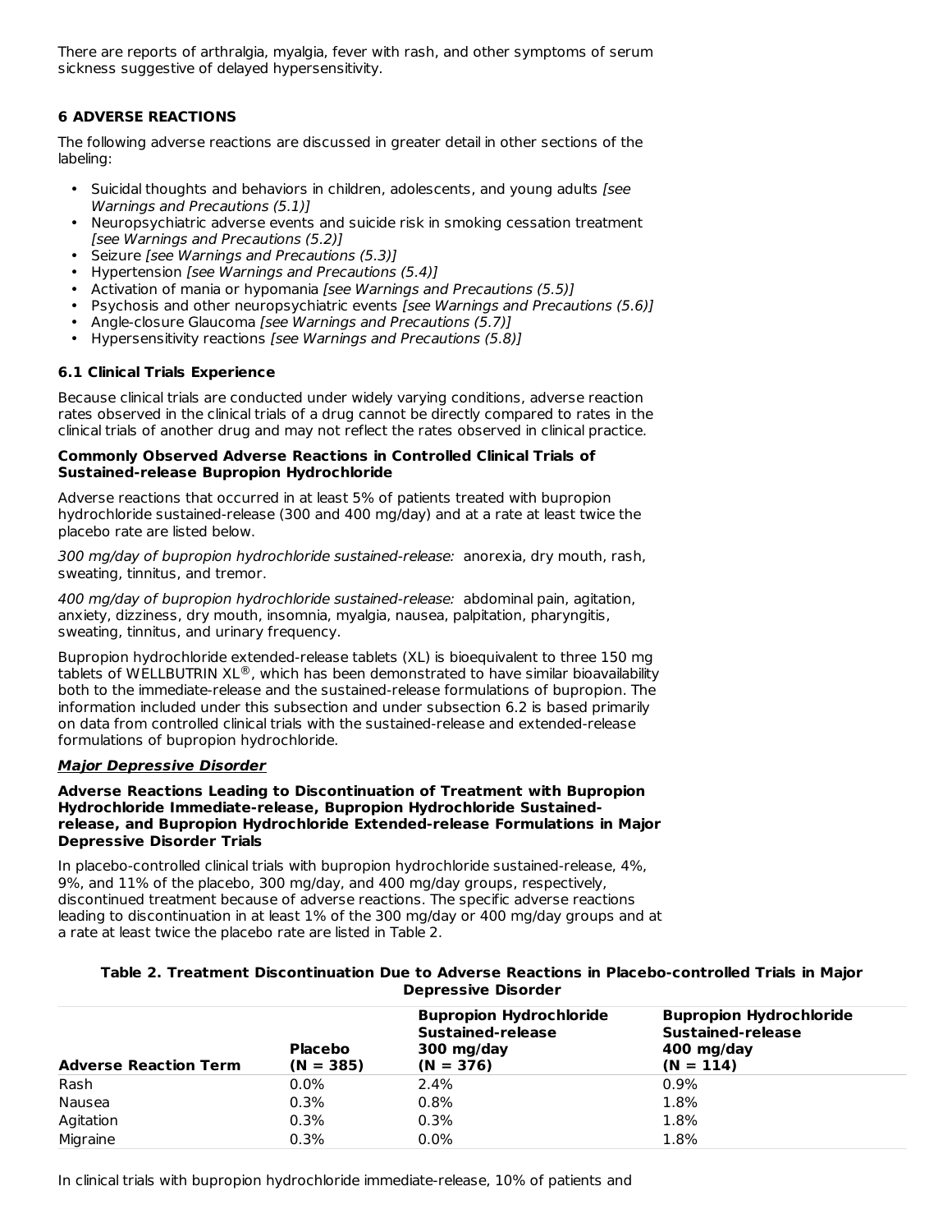There are reports of arthralgia, myalgia, fever with rash, and other symptoms of serum sickness suggestive of delayed hypersensitivity.

## 6 ADVERSE REACTIONS

The following adverse reactions are discussed in greater detail in other sections of the labeling:

- Suicidal thoughts and behaviors in children, adolescents, and young adults *[see Warnings and Precautions (5.1)]*
- Neuropsychiatric adverse events and suicide risk in smoking cessation treatment *[see Warnings and Precautions (5.2)]*
- Seizure *[see Warnings and Precautions (5.3)]*
- Hypertension *[see Warnings and Precautions (5.4)]*
- Activation of mania or hypomania *[see Warnings and Precautions (5.5)]*
- Psychosis and other neuropsychiatric events *[see Warnings and Precautions (5.6)]*
- Angle-closure Glaucoma *[see Warnings and Precautions (5.7)]*
- Hypersensitivity reactions *[see Warnings and Precautions (5.8)]*

### 6.1 Clinical Trials Experience

Because clinical trials are conducted under widely varying conditions, adverse reaction rates observed in the clinical trials of a drug cannot be directly compared to rates in the clinical trials of another drug and may not reflect the rates observed in clinical practice.

**Commonly Observed Adverse Reactions in Controlled Clinical Trials of Sustained-release Bupropion Hydrochloride**

Adverse reactions that occurred in at least 5% of patients treated with bupropion hydrochloride sustained-release (300 and 400 mg/day) and at a rate at least twice the placebo rate are listed below.

*300 mg/day of bupropion hydrochloride sustained-release:* anorexia, dry mouth, rash, sweating, tinnitus, and tremor.

*400 mg/day of bupropion hydrochloride sustained-release:* abdominal pain, agitation, anxiety, dizziness, dry mouth, insomnia, myalgia, nausea, palpitation, pharyngitis, sweating, tinnitus, and urinary frequency.

Bupropion hydrochloride extended-release tablets (XL) is bioequivalent to three 150 mg tablets of WELLBUTRIN XL®, which has been demonstrated to have similar bioavailability both to the immediate-release and the sustained-release formulations of bupropion. The information included under this subsection and under subsection 6.2 is based primarily on data from controlled clinical trials with the sustained-release and extended-release formulations of bupropion hydrochloride.

***Major Depressive Disorder***

**Adverse Reactions Leading to Discontinuation of Treatment with Bupropion Hydrochloride Immediate-release, Bupropion Hydrochloride Sustained-release, and Bupropion Hydrochloride Extended-release Formulations in Major Depressive Disorder Trials**

In placebo-controlled clinical trials with bupropion hydrochloride sustained-release, 4%, 9%, and 11% of the placebo, 300 mg/day, and 400 mg/day groups, respectively, discontinued treatment because of adverse reactions. The specific adverse reactions leading to discontinuation in at least 1% of the 300 mg/day or 400 mg/day groups and at a rate at least twice the placebo rate are listed in Table 2.

**Table 2. Treatment Discontinuation Due to Adverse Reactions in Placebo-controlled Trials in Major Depressive Disorder**

| Adverse Reaction Term | Placebo (N = 385) | Bupropion Hydrochloride Sustained-release 300 mg/day (N = 376) | Bupropion Hydrochloride Sustained-release 400 mg/day (N = 114) |
|---|---|---|---|
| Rash | 0.0% | 2.4% | 0.9% |
| Nausea | 0.3% | 0.8% | 1.8% |
| Agitation | 0.3% | 0.3% | 1.8% |
| Migraine | 0.3% | 0.0% | 1.8% |

In clinical trials with bupropion hydrochloride immediate-release, 10% of patients and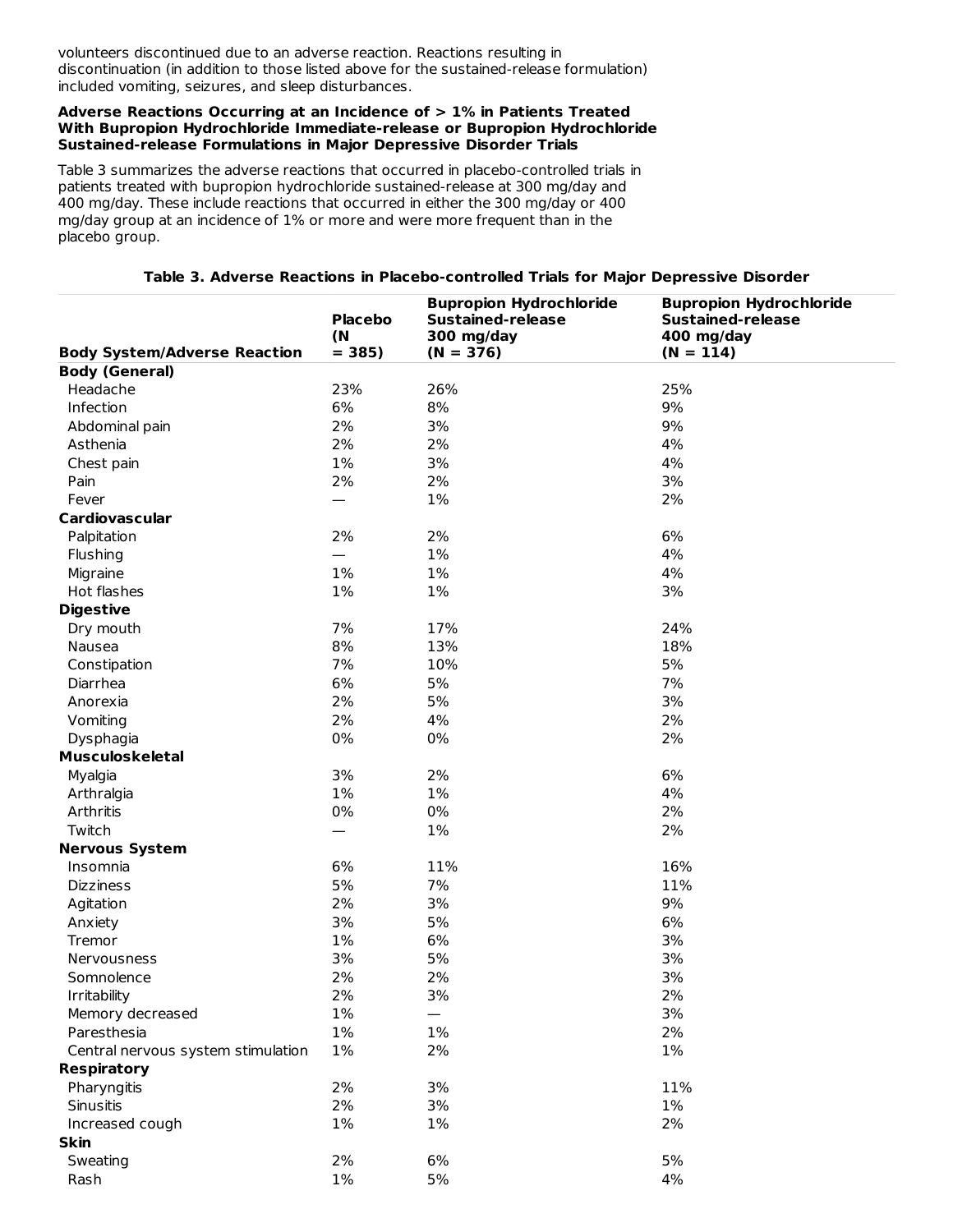volunteers discontinued due to an adverse reaction. Reactions resulting in discontinuation (in addition to those listed above for the sustained-release formulation) included vomiting, seizures, and sleep disturbances.

**Adverse Reactions Occurring at an Incidence of > 1% in Patients Treated With Bupropion Hydrochloride Immediate-release or Bupropion Hydrochloride Sustained-release Formulations in Major Depressive Disorder Trials**

Table 3 summarizes the adverse reactions that occurred in placebo-controlled trials in patients treated with bupropion hydrochloride sustained-release at 300 mg/day and 400 mg/day. These include reactions that occurred in either the 300 mg/day or 400 mg/day group at an incidence of 1% or more and were more frequent than in the placebo group.

**Table 3. Adverse Reactions in Placebo-controlled Trials for Major Depressive Disorder**

| Body System/Adverse Reaction | Placebo (N = 385) | Bupropion Hydrochloride Sustained-release 300 mg/day (N = 376) | Bupropion Hydrochloride Sustained-release 400 mg/day (N = 114) |
|---|---|---|---|
| **Body (General)** | | | |
| Headache | 23% | 26% | 25% |
| Infection | 6% | 8% | 9% |
| Abdominal pain | 2% | 3% | 9% |
| Asthenia | 2% | 2% | 4% |
| Chest pain | 1% | 3% | 4% |
| Pain | 2% | 2% | 3% |
| Fever | — | 1% | 2% |
| **Cardiovascular** | | | |
| Palpitation | 2% | 2% | 6% |
| Flushing | — | 1% | 4% |
| Migraine | 1% | 1% | 4% |
| Hot flashes | 1% | 1% | 3% |
| **Digestive** | | | |
| Dry mouth | 7% | 17% | 24% |
| Nausea | 8% | 13% | 18% |
| Constipation | 7% | 10% | 5% |
| Diarrhea | 6% | 5% | 7% |
| Anorexia | 2% | 5% | 3% |
| Vomiting | 2% | 4% | 2% |
| Dysphagia | 0% | 0% | 2% |
| **Musculoskeletal** | | | |
| Myalgia | 3% | 2% | 6% |
| Arthralgia | 1% | 1% | 4% |
| Arthritis | 0% | 0% | 2% |
| Twitch | — | 1% | 2% |
| **Nervous System** | | | |
| Insomnia | 6% | 11% | 16% |
| Dizziness | 5% | 7% | 11% |
| Agitation | 2% | 3% | 9% |
| Anxiety | 3% | 5% | 6% |
| Tremor | 1% | 6% | 3% |
| Nervousness | 3% | 5% | 3% |
| Somnolence | 2% | 2% | 3% |
| Irritability | 2% | 3% | 2% |
| Memory decreased | 1% | — | 3% |
| Paresthesia | 1% | 1% | 2% |
| Central nervous system stimulation | 1% | 2% | 1% |
| **Respiratory** | | | |
| Pharyngitis | 2% | 3% | 11% |
| Sinusitis | 2% | 3% | 1% |
| Increased cough | 1% | 1% | 2% |
| **Skin** | | | |
| Sweating | 2% | 6% | 5% |
| Rash | 1% | 5% | 4% |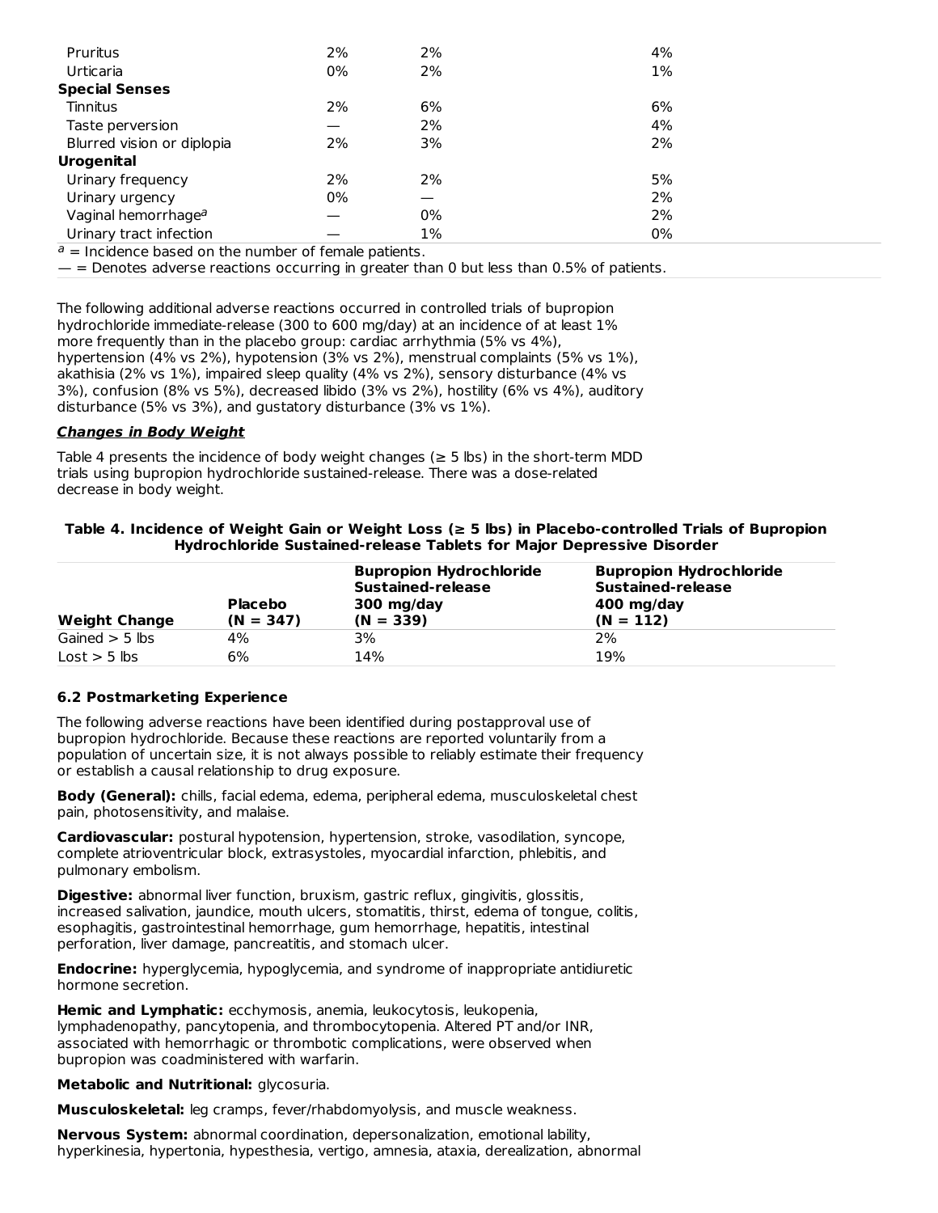| | | | |
|---|---|---|---|
| Pruritus | 2% | 2% | 4% |
| Urticaria | 0% | 2% | 1% |
| **Special Senses** | | | |
| Tinnitus | 2% | 6% | 6% |
| Taste perversion | — | 2% | 4% |
| Blurred vision or diplopia | 2% | 3% | 2% |
| **Urogenital** | | | |
| Urinary frequency | 2% | 2% | 5% |
| Urinary urgency | 0% | — | 2% |
| Vaginal hemorrhage[a] | — | 0% | 2% |
| Urinary tract infection | — | 1% | 0% |

[a] = Incidence based on the number of female patients.

— = Denotes adverse reactions occurring in greater than 0 but less than 0.5% of patients.

The following additional adverse reactions occurred in controlled trials of bupropion hydrochloride immediate-release (300 to 600 mg/day) at an incidence of at least 1% more frequently than in the placebo group: cardiac arrhythmia (5% vs 4%), hypertension (4% vs 2%), hypotension (3% vs 2%), menstrual complaints (5% vs 1%), akathisia (2% vs 1%), impaired sleep quality (4% vs 2%), sensory disturbance (4% vs 3%), confusion (8% vs 5%), decreased libido (3% vs 2%), hostility (6% vs 4%), auditory disturbance (5% vs 3%), and gustatory disturbance (3% vs 1%).

***Changes in Body Weight***

Table 4 presents the incidence of body weight changes (≥ 5 lbs) in the short-term MDD trials using bupropion hydrochloride sustained-release. There was a dose-related decrease in body weight.

**Table 4. Incidence of Weight Gain or Weight Loss (≥ 5 lbs) in Placebo-controlled Trials of Bupropion Hydrochloride Sustained-release Tablets for Major Depressive Disorder**

| Weight Change | Placebo (N = 347) | Bupropion Hydrochloride Sustained-release 300 mg/day (N = 339) | Bupropion Hydrochloride Sustained-release 400 mg/day (N = 112) |
|---|---|---|---|
| Gained > 5 lbs | 4% | 3% | 2% |
| Lost > 5 lbs | 6% | 14% | 19% |

### 6.2 Postmarketing Experience

The following adverse reactions have been identified during postapproval use of bupropion hydrochloride. Because these reactions are reported voluntarily from a population of uncertain size, it is not always possible to reliably estimate their frequency or establish a causal relationship to drug exposure.

**Body (General):** chills, facial edema, edema, peripheral edema, musculoskeletal chest pain, photosensitivity, and malaise.

**Cardiovascular:** postural hypotension, hypertension, stroke, vasodilation, syncope, complete atrioventricular block, extrasystoles, myocardial infarction, phlebitis, and pulmonary embolism.

**Digestive:** abnormal liver function, bruxism, gastric reflux, gingivitis, glossitis, increased salivation, jaundice, mouth ulcers, stomatitis, thirst, edema of tongue, colitis, esophagitis, gastrointestinal hemorrhage, gum hemorrhage, hepatitis, intestinal perforation, liver damage, pancreatitis, and stomach ulcer.

**Endocrine:** hyperglycemia, hypoglycemia, and syndrome of inappropriate antidiuretic hormone secretion.

**Hemic and Lymphatic:** ecchymosis, anemia, leukocytosis, leukopenia, lymphadenopathy, pancytopenia, and thrombocytopenia. Altered PT and/or INR, associated with hemorrhagic or thrombotic complications, were observed when bupropion was coadministered with warfarin.

**Metabolic and Nutritional:** glycosuria.

**Musculoskeletal:** leg cramps, fever/rhabdomyolysis, and muscle weakness.

**Nervous System:** abnormal coordination, depersonalization, emotional lability, hyperkinesia, hypertonia, hypesthesia, vertigo, amnesia, ataxia, derealization, abnormal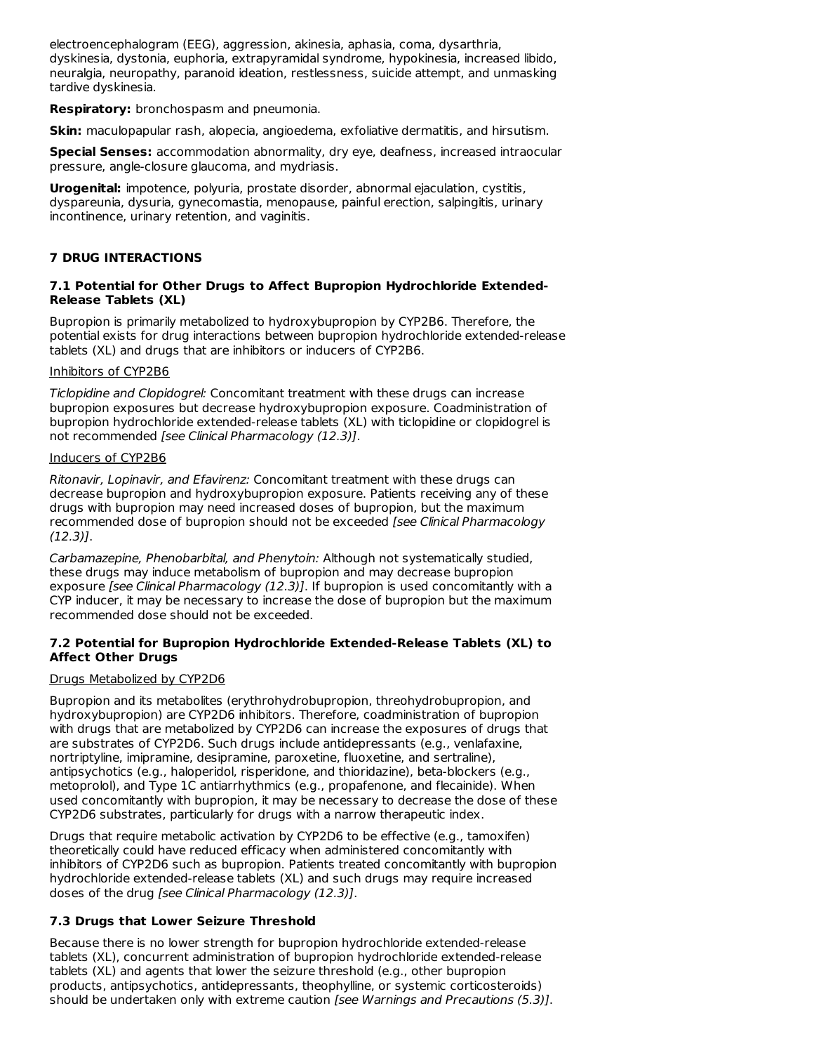electroencephalogram (EEG), aggression, akinesia, aphasia, coma, dysarthria, dyskinesia, dystonia, euphoria, extrapyramidal syndrome, hypokinesia, increased libido, neuralgia, neuropathy, paranoid ideation, restlessness, suicide attempt, and unmasking tardive dyskinesia.

**Respiratory:** bronchospasm and pneumonia.

**Skin:** maculopapular rash, alopecia, angioedema, exfoliative dermatitis, and hirsutism.

**Special Senses:** accommodation abnormality, dry eye, deafness, increased intraocular pressure, angle-closure glaucoma, and mydriasis.

**Urogenital:** impotence, polyuria, prostate disorder, abnormal ejaculation, cystitis, dyspareunia, dysuria, gynecomastia, menopause, painful erection, salpingitis, urinary incontinence, urinary retention, and vaginitis.

## 7 DRUG INTERACTIONS

### 7.1 Potential for Other Drugs to Affect Bupropion Hydrochloride Extended-Release Tablets (XL)

Bupropion is primarily metabolized to hydroxybupropion by CYP2B6. Therefore, the potential exists for drug interactions between bupropion hydrochloride extended-release tablets (XL) and drugs that are inhibitors or inducers of CYP2B6.

Inhibitors of CYP2B6

*Ticlopidine and Clopidogrel:* Concomitant treatment with these drugs can increase bupropion exposures but decrease hydroxybupropion exposure. Coadministration of bupropion hydrochloride extended-release tablets (XL) with ticlopidine or clopidogrel is not recommended *[see Clinical Pharmacology (12.3)]*.

Inducers of CYP2B6

*Ritonavir, Lopinavir, and Efavirenz:* Concomitant treatment with these drugs can decrease bupropion and hydroxybupropion exposure. Patients receiving any of these drugs with bupropion may need increased doses of bupropion, but the maximum recommended dose of bupropion should not be exceeded *[see Clinical Pharmacology (12.3)]*.

*Carbamazepine, Phenobarbital, and Phenytoin:* Although not systematically studied, these drugs may induce metabolism of bupropion and may decrease bupropion exposure *[see Clinical Pharmacology (12.3)]*. If bupropion is used concomitantly with a CYP inducer, it may be necessary to increase the dose of bupropion but the maximum recommended dose should not be exceeded.

### 7.2 Potential for Bupropion Hydrochloride Extended-Release Tablets (XL) to Affect Other Drugs

Drugs Metabolized by CYP2D6

Bupropion and its metabolites (erythrohydrobupropion, threohydrobupropion, and hydroxybupropion) are CYP2D6 inhibitors. Therefore, coadministration of bupropion with drugs that are metabolized by CYP2D6 can increase the exposures of drugs that are substrates of CYP2D6. Such drugs include antidepressants (e.g., venlafaxine, nortriptyline, imipramine, desipramine, paroxetine, fluoxetine, and sertraline), antipsychotics (e.g., haloperidol, risperidone, and thioridazine), beta-blockers (e.g., metoprolol), and Type 1C antiarrhythmics (e.g., propafenone, and flecainide). When used concomitantly with bupropion, it may be necessary to decrease the dose of these CYP2D6 substrates, particularly for drugs with a narrow therapeutic index.

Drugs that require metabolic activation by CYP2D6 to be effective (e.g., tamoxifen) theoretically could have reduced efficacy when administered concomitantly with inhibitors of CYP2D6 such as bupropion. Patients treated concomitantly with bupropion hydrochloride extended-release tablets (XL) and such drugs may require increased doses of the drug *[see Clinical Pharmacology (12.3)]*.

### 7.3 Drugs that Lower Seizure Threshold

Because there is no lower strength for bupropion hydrochloride extended-release tablets (XL), concurrent administration of bupropion hydrochloride extended-release tablets (XL) and agents that lower the seizure threshold (e.g., other bupropion products, antipsychotics, antidepressants, theophylline, or systemic corticosteroids) should be undertaken only with extreme caution *[see Warnings and Precautions (5.3)]*.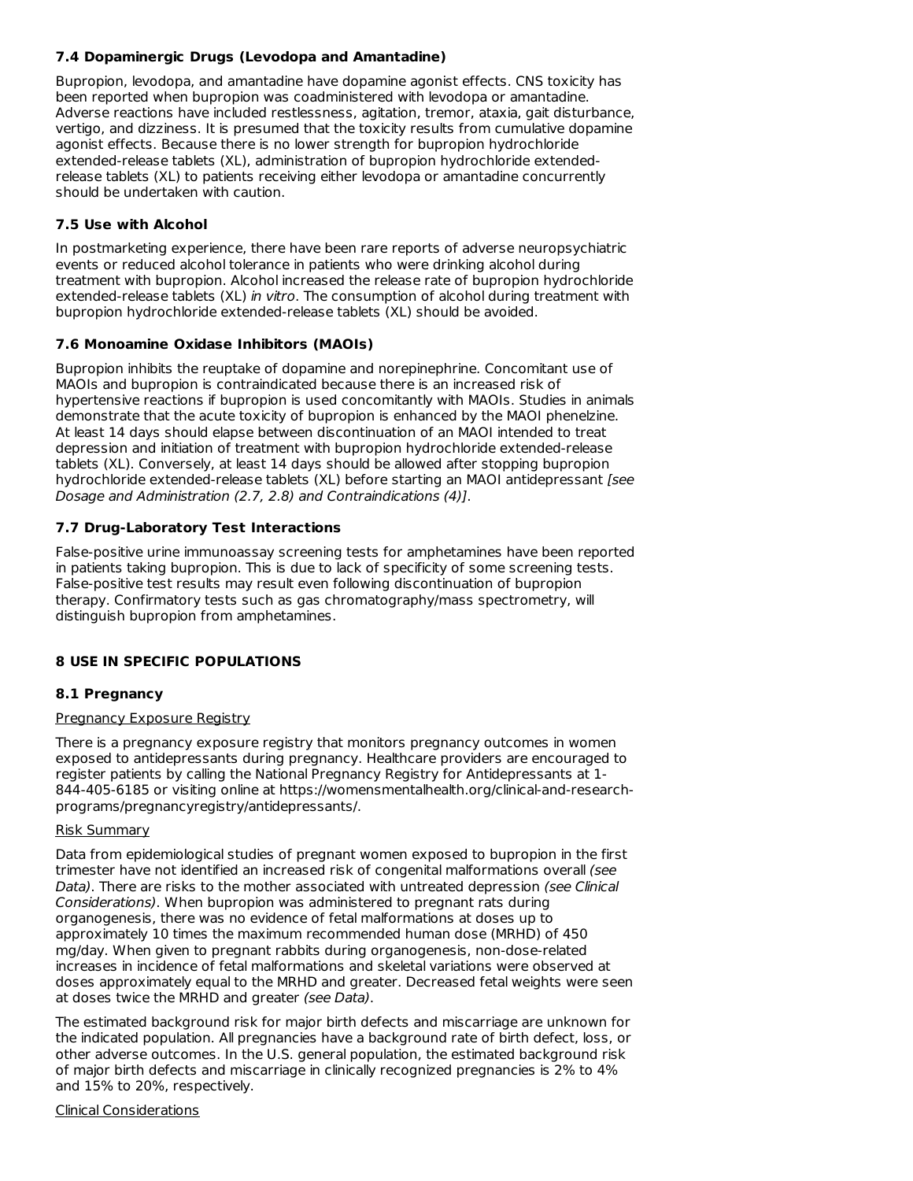### 7.4 Dopaminergic Drugs (Levodopa and Amantadine)

Bupropion, levodopa, and amantadine have dopamine agonist effects. CNS toxicity has been reported when bupropion was coadministered with levodopa or amantadine. Adverse reactions have included restlessness, agitation, tremor, ataxia, gait disturbance, vertigo, and dizziness. It is presumed that the toxicity results from cumulative dopamine agonist effects. Because there is no lower strength for bupropion hydrochloride extended-release tablets (XL), administration of bupropion hydrochloride extended-release tablets (XL) to patients receiving either levodopa or amantadine concurrently should be undertaken with caution.

### 7.5 Use with Alcohol

In postmarketing experience, there have been rare reports of adverse neuropsychiatric events or reduced alcohol tolerance in patients who were drinking alcohol during treatment with bupropion. Alcohol increased the release rate of bupropion hydrochloride extended-release tablets (XL) *in vitro*. The consumption of alcohol during treatment with bupropion hydrochloride extended-release tablets (XL) should be avoided.

### 7.6 Monoamine Oxidase Inhibitors (MAOIs)

Bupropion inhibits the reuptake of dopamine and norepinephrine. Concomitant use of MAOIs and bupropion is contraindicated because there is an increased risk of hypertensive reactions if bupropion is used concomitantly with MAOIs. Studies in animals demonstrate that the acute toxicity of bupropion is enhanced by the MAOI phenelzine. At least 14 days should elapse between discontinuation of an MAOI intended to treat depression and initiation of treatment with bupropion hydrochloride extended-release tablets (XL). Conversely, at least 14 days should be allowed after stopping bupropion hydrochloride extended-release tablets (XL) before starting an MAOI antidepressant *[see Dosage and Administration (2.7, 2.8) and Contraindications (4)]*.

### 7.7 Drug-Laboratory Test Interactions

False-positive urine immunoassay screening tests for amphetamines have been reported in patients taking bupropion. This is due to lack of specificity of some screening tests. False-positive test results may result even following discontinuation of bupropion therapy. Confirmatory tests such as gas chromatography/mass spectrometry, will distinguish bupropion from amphetamines.

## 8 USE IN SPECIFIC POPULATIONS

### 8.1 Pregnancy

Pregnancy Exposure Registry

There is a pregnancy exposure registry that monitors pregnancy outcomes in women exposed to antidepressants during pregnancy. Healthcare providers are encouraged to register patients by calling the National Pregnancy Registry for Antidepressants at 1-844-405-6185 or visiting online at https://womensmentalhealth.org/clinical-and-research-programs/pregnancyregistry/antidepressants/.

Risk Summary

Data from epidemiological studies of pregnant women exposed to bupropion in the first trimester have not identified an increased risk of congenital malformations overall *(see Data)*. There are risks to the mother associated with untreated depression *(see Clinical Considerations)*. When bupropion was administered to pregnant rats during organogenesis, there was no evidence of fetal malformations at doses up to approximately 10 times the maximum recommended human dose (MRHD) of 450 mg/day. When given to pregnant rabbits during organogenesis, non-dose-related increases in incidence of fetal malformations and skeletal variations were observed at doses approximately equal to the MRHD and greater. Decreased fetal weights were seen at doses twice the MRHD and greater *(see Data)*.

The estimated background risk for major birth defects and miscarriage are unknown for the indicated population. All pregnancies have a background rate of birth defect, loss, or other adverse outcomes. In the U.S. general population, the estimated background risk of major birth defects and miscarriage in clinically recognized pregnancies is 2% to 4% and 15% to 20%, respectively.

Clinical Considerations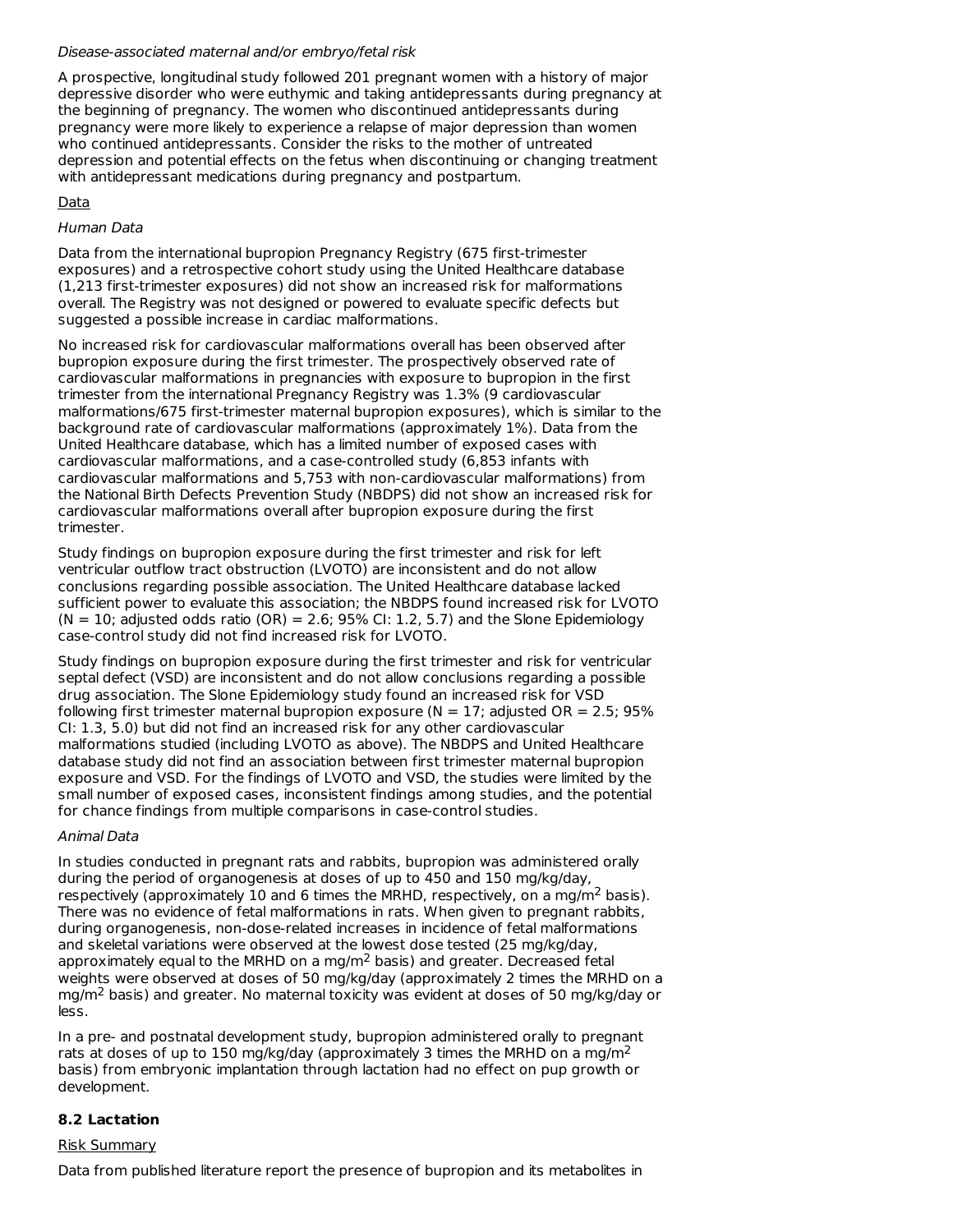*Disease-associated maternal and/or embryo/fetal risk*

A prospective, longitudinal study followed 201 pregnant women with a history of major depressive disorder who were euthymic and taking antidepressants during pregnancy at the beginning of pregnancy. The women who discontinued antidepressants during pregnancy were more likely to experience a relapse of major depression than women who continued antidepressants. Consider the risks to the mother of untreated depression and potential effects on the fetus when discontinuing or changing treatment with antidepressant medications during pregnancy and postpartum.

Data

*Human Data*

Data from the international bupropion Pregnancy Registry (675 first-trimester exposures) and a retrospective cohort study using the United Healthcare database (1,213 first-trimester exposures) did not show an increased risk for malformations overall. The Registry was not designed or powered to evaluate specific defects but suggested a possible increase in cardiac malformations.

No increased risk for cardiovascular malformations overall has been observed after bupropion exposure during the first trimester. The prospectively observed rate of cardiovascular malformations in pregnancies with exposure to bupropion in the first trimester from the international Pregnancy Registry was 1.3% (9 cardiovascular malformations/675 first-trimester maternal bupropion exposures), which is similar to the background rate of cardiovascular malformations (approximately 1%). Data from the United Healthcare database, which has a limited number of exposed cases with cardiovascular malformations, and a case-controlled study (6,853 infants with cardiovascular malformations and 5,753 with non-cardiovascular malformations) from the National Birth Defects Prevention Study (NBDPS) did not show an increased risk for cardiovascular malformations overall after bupropion exposure during the first trimester.

Study findings on bupropion exposure during the first trimester and risk for left ventricular outflow tract obstruction (LVOTO) are inconsistent and do not allow conclusions regarding possible association. The United Healthcare database lacked sufficient power to evaluate this association; the NBDPS found increased risk for LVOTO (N = 10; adjusted odds ratio (OR) = 2.6; 95% CI: 1.2, 5.7) and the Slone Epidemiology case-control study did not find increased risk for LVOTO.

Study findings on bupropion exposure during the first trimester and risk for ventricular septal defect (VSD) are inconsistent and do not allow conclusions regarding a possible drug association. The Slone Epidemiology study found an increased risk for VSD following first trimester maternal bupropion exposure (N = 17; adjusted OR = 2.5; 95% CI: 1.3, 5.0) but did not find an increased risk for any other cardiovascular malformations studied (including LVOTO as above). The NBDPS and United Healthcare database study did not find an association between first trimester maternal bupropion exposure and VSD. For the findings of LVOTO and VSD, the studies were limited by the small number of exposed cases, inconsistent findings among studies, and the potential for chance findings from multiple comparisons in case-control studies.

*Animal Data*

In studies conducted in pregnant rats and rabbits, bupropion was administered orally during the period of organogenesis at doses of up to 450 and 150 mg/kg/day, respectively (approximately 10 and 6 times the MRHD, respectively, on a mg/m$^2$ basis). There was no evidence of fetal malformations in rats. When given to pregnant rabbits, during organogenesis, non-dose-related increases in incidence of fetal malformations and skeletal variations were observed at the lowest dose tested (25 mg/kg/day, approximately equal to the MRHD on a mg/m$^2$ basis) and greater. Decreased fetal weights were observed at doses of 50 mg/kg/day (approximately 2 times the MRHD on a mg/m$^2$ basis) and greater. No maternal toxicity was evident at doses of 50 mg/kg/day or less.

In a pre- and postnatal development study, bupropion administered orally to pregnant rats at doses of up to 150 mg/kg/day (approximately 3 times the MRHD on a mg/m$^2$ basis) from embryonic implantation through lactation had no effect on pup growth or development.

### 8.2 Lactation

Risk Summary

Data from published literature report the presence of bupropion and its metabolites in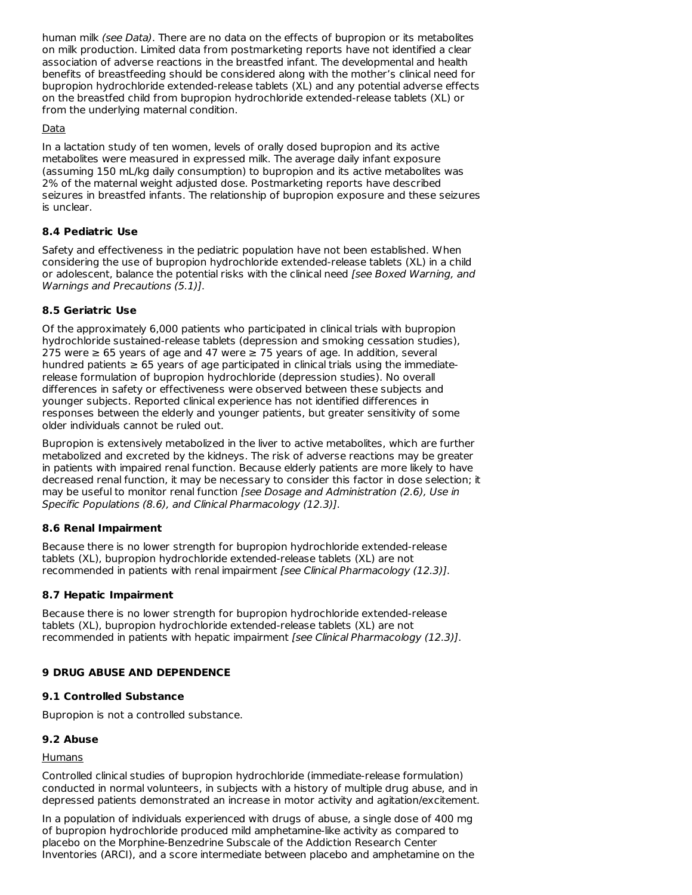human milk *(see Data)*. There are no data on the effects of bupropion or its metabolites on milk production. Limited data from postmarketing reports have not identified a clear association of adverse reactions in the breastfed infant. The developmental and health benefits of breastfeeding should be considered along with the mother's clinical need for bupropion hydrochloride extended-release tablets (XL) and any potential adverse effects on the breastfed child from bupropion hydrochloride extended-release tablets (XL) or from the underlying maternal condition.

Data

In a lactation study of ten women, levels of orally dosed bupropion and its active metabolites were measured in expressed milk. The average daily infant exposure (assuming 150 mL/kg daily consumption) to bupropion and its active metabolites was 2% of the maternal weight adjusted dose. Postmarketing reports have described seizures in breastfed infants. The relationship of bupropion exposure and these seizures is unclear.

### 8.4 Pediatric Use

Safety and effectiveness in the pediatric population have not been established. When considering the use of bupropion hydrochloride extended-release tablets (XL) in a child or adolescent, balance the potential risks with the clinical need *[see Boxed Warning, and Warnings and Precautions (5.1)]*.

### 8.5 Geriatric Use

Of the approximately 6,000 patients who participated in clinical trials with bupropion hydrochloride sustained-release tablets (depression and smoking cessation studies), 275 were ≥ 65 years of age and 47 were ≥ 75 years of age. In addition, several hundred patients ≥ 65 years of age participated in clinical trials using the immediate-release formulation of bupropion hydrochloride (depression studies). No overall differences in safety or effectiveness were observed between these subjects and younger subjects. Reported clinical experience has not identified differences in responses between the elderly and younger patients, but greater sensitivity of some older individuals cannot be ruled out.

Bupropion is extensively metabolized in the liver to active metabolites, which are further metabolized and excreted by the kidneys. The risk of adverse reactions may be greater in patients with impaired renal function. Because elderly patients are more likely to have decreased renal function, it may be necessary to consider this factor in dose selection; it may be useful to monitor renal function *[see Dosage and Administration (2.6), Use in Specific Populations (8.6), and Clinical Pharmacology (12.3)]*.

### 8.6 Renal Impairment

Because there is no lower strength for bupropion hydrochloride extended-release tablets (XL), bupropion hydrochloride extended-release tablets (XL) are not recommended in patients with renal impairment *[see Clinical Pharmacology (12.3)]*.

### 8.7 Hepatic Impairment

Because there is no lower strength for bupropion hydrochloride extended-release tablets (XL), bupropion hydrochloride extended-release tablets (XL) are not recommended in patients with hepatic impairment *[see Clinical Pharmacology (12.3)]*.

## 9 DRUG ABUSE AND DEPENDENCE

### 9.1 Controlled Substance

Bupropion is not a controlled substance.

### 9.2 Abuse

Humans

Controlled clinical studies of bupropion hydrochloride (immediate-release formulation) conducted in normal volunteers, in subjects with a history of multiple drug abuse, and in depressed patients demonstrated an increase in motor activity and agitation/excitement.

In a population of individuals experienced with drugs of abuse, a single dose of 400 mg of bupropion hydrochloride produced mild amphetamine-like activity as compared to placebo on the Morphine-Benzedrine Subscale of the Addiction Research Center Inventories (ARCI), and a score intermediate between placebo and amphetamine on the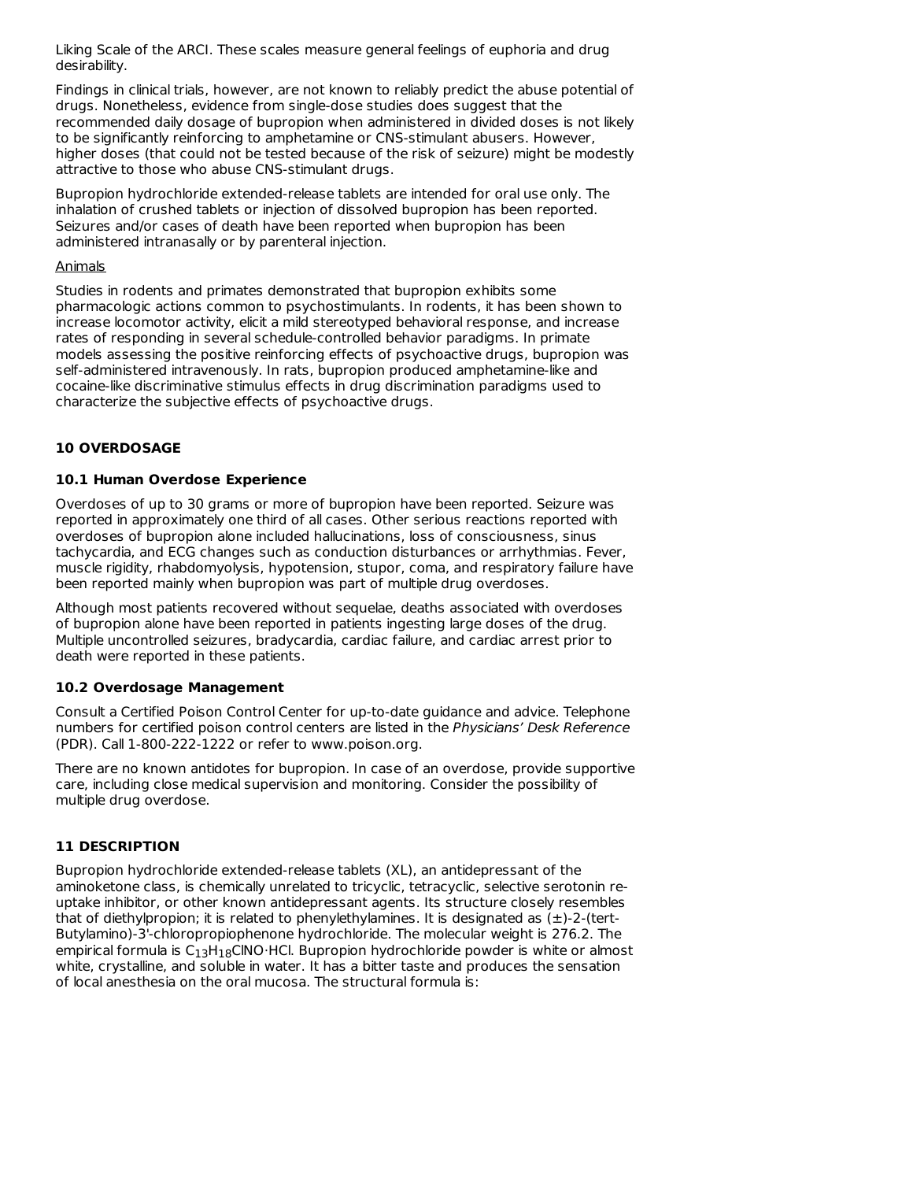Liking Scale of the ARCI. These scales measure general feelings of euphoria and drug desirability.

Findings in clinical trials, however, are not known to reliably predict the abuse potential of drugs. Nonetheless, evidence from single-dose studies does suggest that the recommended daily dosage of bupropion when administered in divided doses is not likely to be significantly reinforcing to amphetamine or CNS-stimulant abusers. However, higher doses (that could not be tested because of the risk of seizure) might be modestly attractive to those who abuse CNS-stimulant drugs.

Bupropion hydrochloride extended-release tablets are intended for oral use only. The inhalation of crushed tablets or injection of dissolved bupropion has been reported. Seizures and/or cases of death have been reported when bupropion has been administered intranasally or by parenteral injection.

Animals

Studies in rodents and primates demonstrated that bupropion exhibits some pharmacologic actions common to psychostimulants. In rodents, it has been shown to increase locomotor activity, elicit a mild stereotyped behavioral response, and increase rates of responding in several schedule-controlled behavior paradigms. In primate models assessing the positive reinforcing effects of psychoactive drugs, bupropion was self-administered intravenously. In rats, bupropion produced amphetamine-like and cocaine-like discriminative stimulus effects in drug discrimination paradigms used to characterize the subjective effects of psychoactive drugs.

## 10 OVERDOSAGE

### 10.1 Human Overdose Experience

Overdoses of up to 30 grams or more of bupropion have been reported. Seizure was reported in approximately one third of all cases. Other serious reactions reported with overdoses of bupropion alone included hallucinations, loss of consciousness, sinus tachycardia, and ECG changes such as conduction disturbances or arrhythmias. Fever, muscle rigidity, rhabdomyolysis, hypotension, stupor, coma, and respiratory failure have been reported mainly when bupropion was part of multiple drug overdoses.

Although most patients recovered without sequelae, deaths associated with overdoses of bupropion alone have been reported in patients ingesting large doses of the drug. Multiple uncontrolled seizures, bradycardia, cardiac failure, and cardiac arrest prior to death were reported in these patients.

### 10.2 Overdosage Management

Consult a Certified Poison Control Center for up-to-date guidance and advice. Telephone numbers for certified poison control centers are listed in the *Physicians' Desk Reference* (PDR). Call 1-800-222-1222 or refer to www.poison.org.

There are no known antidotes for bupropion. In case of an overdose, provide supportive care, including close medical supervision and monitoring. Consider the possibility of multiple drug overdose.

## 11 DESCRIPTION

Bupropion hydrochloride extended-release tablets (XL), an antidepressant of the aminoketone class, is chemically unrelated to tricyclic, tetracyclic, selective serotonin re-uptake inhibitor, or other known antidepressant agents. Its structure closely resembles that of diethylpropion; it is related to phenylethylamines. It is designated as (±)-2-(tert-Butylamino)-3'-chloropropiophenone hydrochloride. The molecular weight is 276.2. The empirical formula is $C_{13}H_{18}ClNO{\cdot}HCl$. Bupropion hydrochloride powder is white or almost white, crystalline, and soluble in water. It has a bitter taste and produces the sensation of local anesthesia on the oral mucosa. The structural formula is: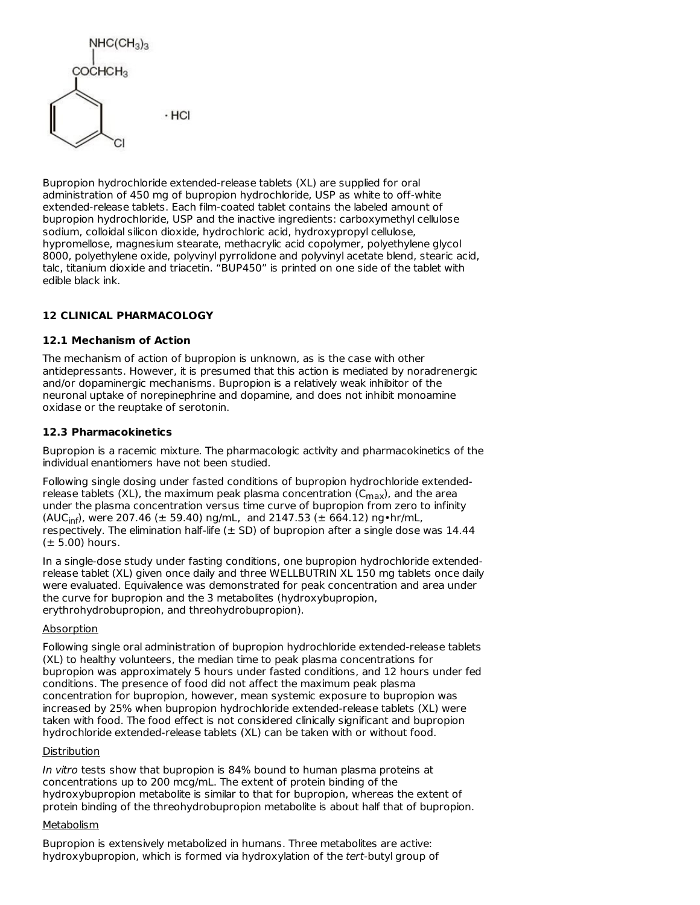$\cdot$ HCl

Bupropion hydrochloride extended-release tablets (XL) are supplied for oral administration of 450 mg of bupropion hydrochloride, USP as white to off-white extended-release tablets. Each film-coated tablet contains the labeled amount of bupropion hydrochloride, USP and the inactive ingredients: carboxymethyl cellulose sodium, colloidal silicon dioxide, hydrochloric acid, hydroxypropyl cellulose, hypromellose, magnesium stearate, methacrylic acid copolymer, polyethylene glycol 8000, polyethylene oxide, polyvinyl pyrrolidone and polyvinyl acetate blend, stearic acid, talc, titanium dioxide and triacetin. "BUP450" is printed on one side of the tablet with edible black ink.

## 12 CLINICAL PHARMACOLOGY

### 12.1 Mechanism of Action

The mechanism of action of bupropion is unknown, as is the case with other antidepressants. However, it is presumed that this action is mediated by noradrenergic and/or dopaminergic mechanisms. Bupropion is a relatively weak inhibitor of the neuronal uptake of norepinephrine and dopamine, and does not inhibit monoamine oxidase or the reuptake of serotonin.

### 12.3 Pharmacokinetics

Bupropion is a racemic mixture. The pharmacologic activity and pharmacokinetics of the individual enantiomers have not been studied.

Following single dosing under fasted conditions of bupropion hydrochloride extended-release tablets (XL), the maximum peak plasma concentration ($C_{max}$), and the area under the plasma concentration versus time curve of bupropion from zero to infinity ($AUC_{inf}$), were 207.46 (± 59.40) ng/mL, and 2147.53 (± 664.12) ng•hr/mL, respectively. The elimination half-life (± SD) of bupropion after a single dose was 14.44 (± 5.00) hours.

In a single-dose study under fasting conditions, one bupropion hydrochloride extended-release tablet (XL) given once daily and three WELLBUTRIN XL 150 mg tablets once daily were evaluated. Equivalence was demonstrated for peak concentration and area under the curve for bupropion and the 3 metabolites (hydroxybupropion, erythrohydrobupropion, and threohydrobupropion).

Absorption

Following single oral administration of bupropion hydrochloride extended-release tablets (XL) to healthy volunteers, the median time to peak plasma concentrations for bupropion was approximately 5 hours under fasted conditions, and 12 hours under fed conditions. The presence of food did not affect the maximum peak plasma concentration for bupropion, however, mean systemic exposure to bupropion was increased by 25% when bupropion hydrochloride extended-release tablets (XL) were taken with food. The food effect is not considered clinically significant and bupropion hydrochloride extended-release tablets (XL) can be taken with or without food.

Distribution

*In vitro* tests show that bupropion is 84% bound to human plasma proteins at concentrations up to 200 mcg/mL. The extent of protein binding of the hydroxybupropion metabolite is similar to that for bupropion, whereas the extent of protein binding of the threohydrobupropion metabolite is about half that of bupropion.

Metabolism

Bupropion is extensively metabolized in humans. Three metabolites are active: hydroxybupropion, which is formed via hydroxylation of the *tert*-butyl group of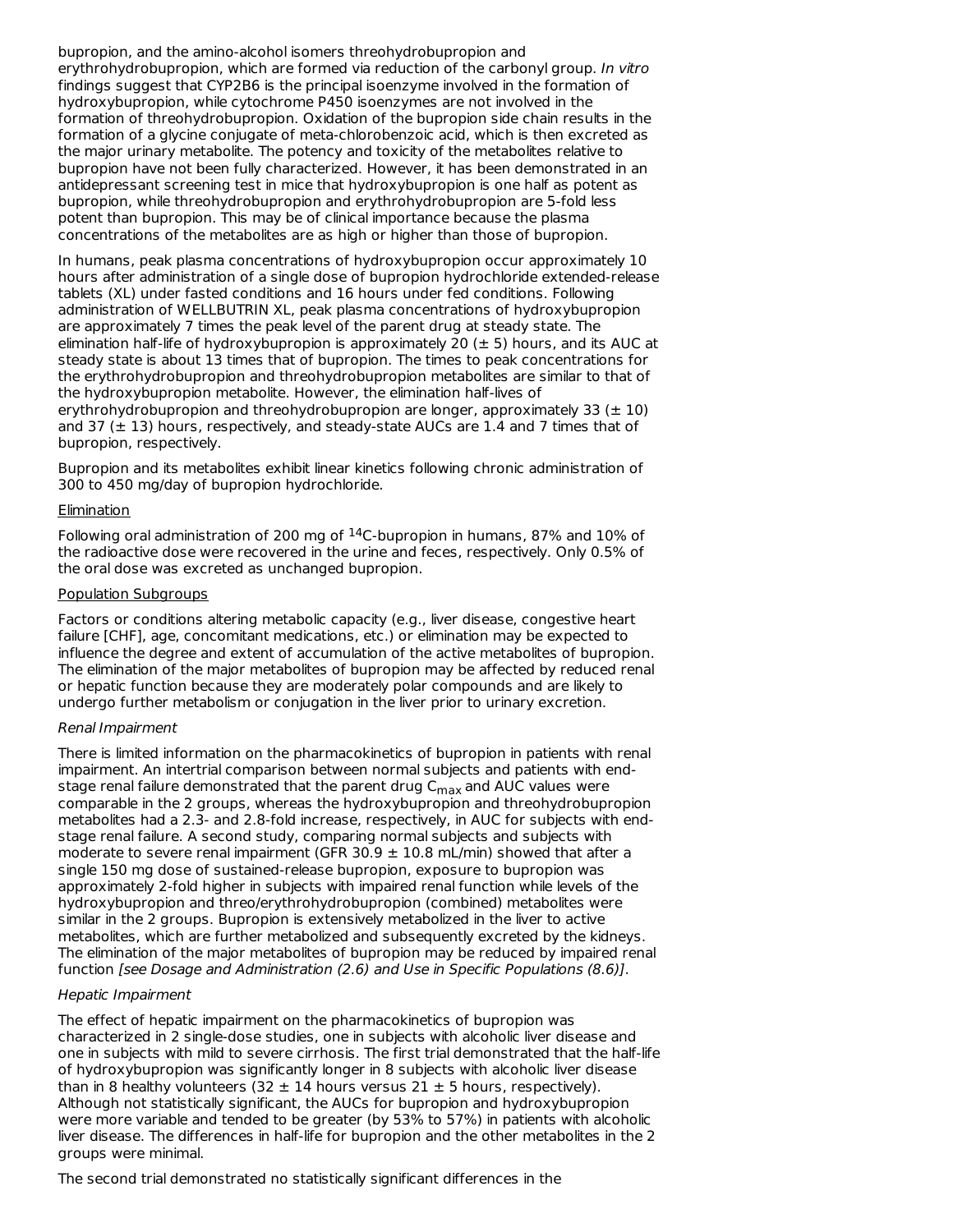bupropion, and the amino-alcohol isomers threohydrobupropion and erythrohydrobupropion, which are formed via reduction of the carbonyl group. *In vitro* findings suggest that CYP2B6 is the principal isoenzyme involved in the formation of hydroxybupropion, while cytochrome P450 isoenzymes are not involved in the formation of threohydrobupropion. Oxidation of the bupropion side chain results in the formation of a glycine conjugate of meta-chlorobenzoic acid, which is then excreted as the major urinary metabolite. The potency and toxicity of the metabolites relative to bupropion have not been fully characterized. However, it has been demonstrated in an antidepressant screening test in mice that hydroxybupropion is one half as potent as bupropion, while threohydrobupropion and erythrohydrobupropion are 5-fold less potent than bupropion. This may be of clinical importance because the plasma concentrations of the metabolites are as high or higher than those of bupropion.

In humans, peak plasma concentrations of hydroxybupropion occur approximately 10 hours after administration of a single dose of bupropion hydrochloride extended-release tablets (XL) under fasted conditions and 16 hours under fed conditions. Following administration of WELLBUTRIN XL, peak plasma concentrations of hydroxybupropion are approximately 7 times the peak level of the parent drug at steady state. The elimination half-life of hydroxybupropion is approximately 20 ($\pm$ 5) hours, and its AUC at steady state is about 13 times that of bupropion. The times to peak concentrations for the erythrohydrobupropion and threohydrobupropion metabolites are similar to that of the hydroxybupropion metabolite. However, the elimination half-lives of erythrohydrobupropion and threohydrobupropion are longer, approximately 33 ($\pm$ 10) and 37 ($\pm$ 13) hours, respectively, and steady-state AUCs are 1.4 and 7 times that of bupropion, respectively.

Bupropion and its metabolites exhibit linear kinetics following chronic administration of 300 to 450 mg/day of bupropion hydrochloride.

Elimination

Following oral administration of 200 mg of $^{14}$C-bupropion in humans, 87% and 10% of the radioactive dose were recovered in the urine and feces, respectively. Only 0.5% of the oral dose was excreted as unchanged bupropion.

Population Subgroups

Factors or conditions altering metabolic capacity (e.g., liver disease, congestive heart failure [CHF], age, concomitant medications, etc.) or elimination may be expected to influence the degree and extent of accumulation of the active metabolites of bupropion. The elimination of the major metabolites of bupropion may be affected by reduced renal or hepatic function because they are moderately polar compounds and are likely to undergo further metabolism or conjugation in the liver prior to urinary excretion.

*Renal Impairment*

There is limited information on the pharmacokinetics of bupropion in patients with renal impairment. An intertrial comparison between normal subjects and patients with end-stage renal failure demonstrated that the parent drug $C_{max}$ and AUC values were comparable in the 2 groups, whereas the hydroxybupropion and threohydrobupropion metabolites had a 2.3- and 2.8-fold increase, respectively, in AUC for subjects with end-stage renal failure. A second study, comparing normal subjects and subjects with moderate to severe renal impairment (GFR 30.9 $\pm$ 10.8 mL/min) showed that after a single 150 mg dose of sustained-release bupropion, exposure to bupropion was approximately 2-fold higher in subjects with impaired renal function while levels of the hydroxybupropion and threo/erythrohydrobupropion (combined) metabolites were similar in the 2 groups. Bupropion is extensively metabolized in the liver to active metabolites, which are further metabolized and subsequently excreted by the kidneys. The elimination of the major metabolites of bupropion may be reduced by impaired renal function *[see Dosage and Administration (2.6) and Use in Specific Populations (8.6)]*.

*Hepatic Impairment*

The effect of hepatic impairment on the pharmacokinetics of bupropion was characterized in 2 single-dose studies, one in subjects with alcoholic liver disease and one in subjects with mild to severe cirrhosis. The first trial demonstrated that the half-life of hydroxybupropion was significantly longer in 8 subjects with alcoholic liver disease than in 8 healthy volunteers (32 $\pm$ 14 hours versus 21 $\pm$ 5 hours, respectively). Although not statistically significant, the AUCs for bupropion and hydroxybupropion were more variable and tended to be greater (by 53% to 57%) in patients with alcoholic liver disease. The differences in half-life for bupropion and the other metabolites in the 2 groups were minimal.

The second trial demonstrated no statistically significant differences in the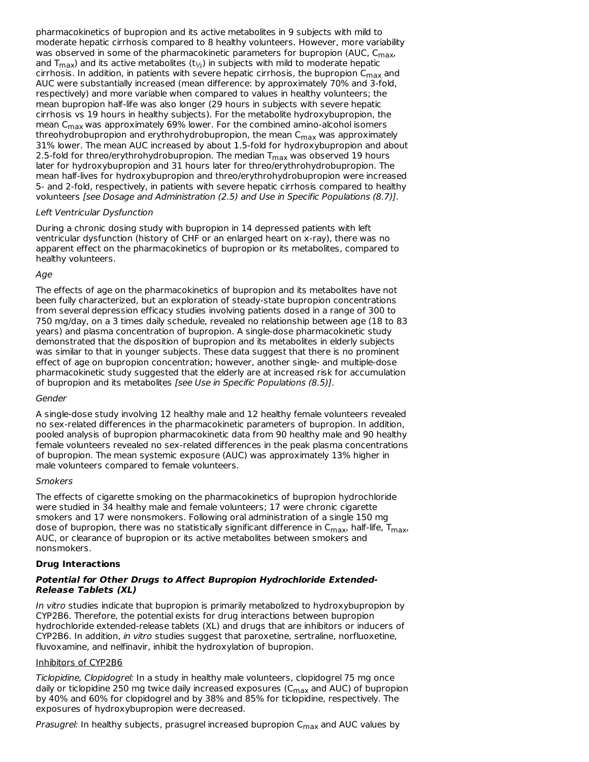pharmacokinetics of bupropion and its active metabolites in 9 subjects with mild to moderate hepatic cirrhosis compared to 8 healthy volunteers. However, more variability was observed in some of the pharmacokinetic parameters for bupropion (AUC, $C_{max}$, and $T_{max}$) and its active metabolites ($t_{½}$) in subjects with mild to moderate hepatic cirrhosis. In addition, in patients with severe hepatic cirrhosis, the bupropion $C_{max}$ and AUC were substantially increased (mean difference: by approximately 70% and 3-fold, respectively) and more variable when compared to values in healthy volunteers; the mean bupropion half-life was also longer (29 hours in subjects with severe hepatic cirrhosis vs 19 hours in healthy subjects). For the metabolite hydroxybupropion, the mean $C_{max}$ was approximately 69% lower. For the combined amino-alcohol isomers threohydrobupropion and erythrohydrobupropion, the mean $C_{max}$ was approximately 31% lower. The mean AUC increased by about 1.5-fold for hydroxybupropion and about 2.5-fold for threo/erythrohydrobupropion. The median $T_{max}$ was observed 19 hours later for hydroxybupropion and 31 hours later for threo/erythrohydrobupropion. The mean half-lives for hydroxybupropion and threo/erythrohydrobupropion were increased 5- and 2-fold, respectively, in patients with severe hepatic cirrhosis compared to healthy volunteers *[see Dosage and Administration (2.5) and Use in Specific Populations (8.7)]*.

*Left Ventricular Dysfunction*

During a chronic dosing study with bupropion in 14 depressed patients with left ventricular dysfunction (history of CHF or an enlarged heart on x-ray), there was no apparent effect on the pharmacokinetics of bupropion or its metabolites, compared to healthy volunteers.

*Age*

The effects of age on the pharmacokinetics of bupropion and its metabolites have not been fully characterized, but an exploration of steady-state bupropion concentrations from several depression efficacy studies involving patients dosed in a range of 300 to 750 mg/day, on a 3 times daily schedule, revealed no relationship between age (18 to 83 years) and plasma concentration of bupropion. A single-dose pharmacokinetic study demonstrated that the disposition of bupropion and its metabolites in elderly subjects was similar to that in younger subjects. These data suggest that there is no prominent effect of age on bupropion concentration; however, another single- and multiple-dose pharmacokinetic study suggested that the elderly are at increased risk for accumulation of bupropion and its metabolites *[see Use in Specific Populations (8.5)]*.

*Gender*

A single-dose study involving 12 healthy male and 12 healthy female volunteers revealed no sex-related differences in the pharmacokinetic parameters of bupropion. In addition, pooled analysis of bupropion pharmacokinetic data from 90 healthy male and 90 healthy female volunteers revealed no sex-related differences in the peak plasma concentrations of bupropion. The mean systemic exposure (AUC) was approximately 13% higher in male volunteers compared to female volunteers.

*Smokers*

The effects of cigarette smoking on the pharmacokinetics of bupropion hydrochloride were studied in 34 healthy male and female volunteers; 17 were chronic cigarette smokers and 17 were nonsmokers. Following oral administration of a single 150 mg dose of bupropion, there was no statistically significant difference in $C_{max}$, half-life, $T_{max}$, AUC, or clearance of bupropion or its active metabolites between smokers and nonsmokers.

**Drug Interactions**

***Potential for Other Drugs to Affect Bupropion Hydrochloride Extended-Release Tablets (XL)***

*In vitro* studies indicate that bupropion is primarily metabolized to hydroxybupropion by CYP2B6. Therefore, the potential exists for drug interactions between bupropion hydrochloride extended-release tablets (XL) and drugs that are inhibitors or inducers of CYP2B6. In addition, *in vitro* studies suggest that paroxetine, sertraline, norfluoxetine, fluvoxamine, and nelfinavir, inhibit the hydroxylation of bupropion.

Inhibitors of CYP2B6

*Ticlopidine, Clopidogrel:* In a study in healthy male volunteers, clopidogrel 75 mg once daily or ticlopidine 250 mg twice daily increased exposures ($C_{max}$ and AUC) of bupropion by 40% and 60% for clopidogrel and by 38% and 85% for ticlopidine, respectively. The exposures of hydroxybupropion were decreased.

*Prasugrel:* In healthy subjects, prasugrel increased bupropion $C_{max}$ and AUC values by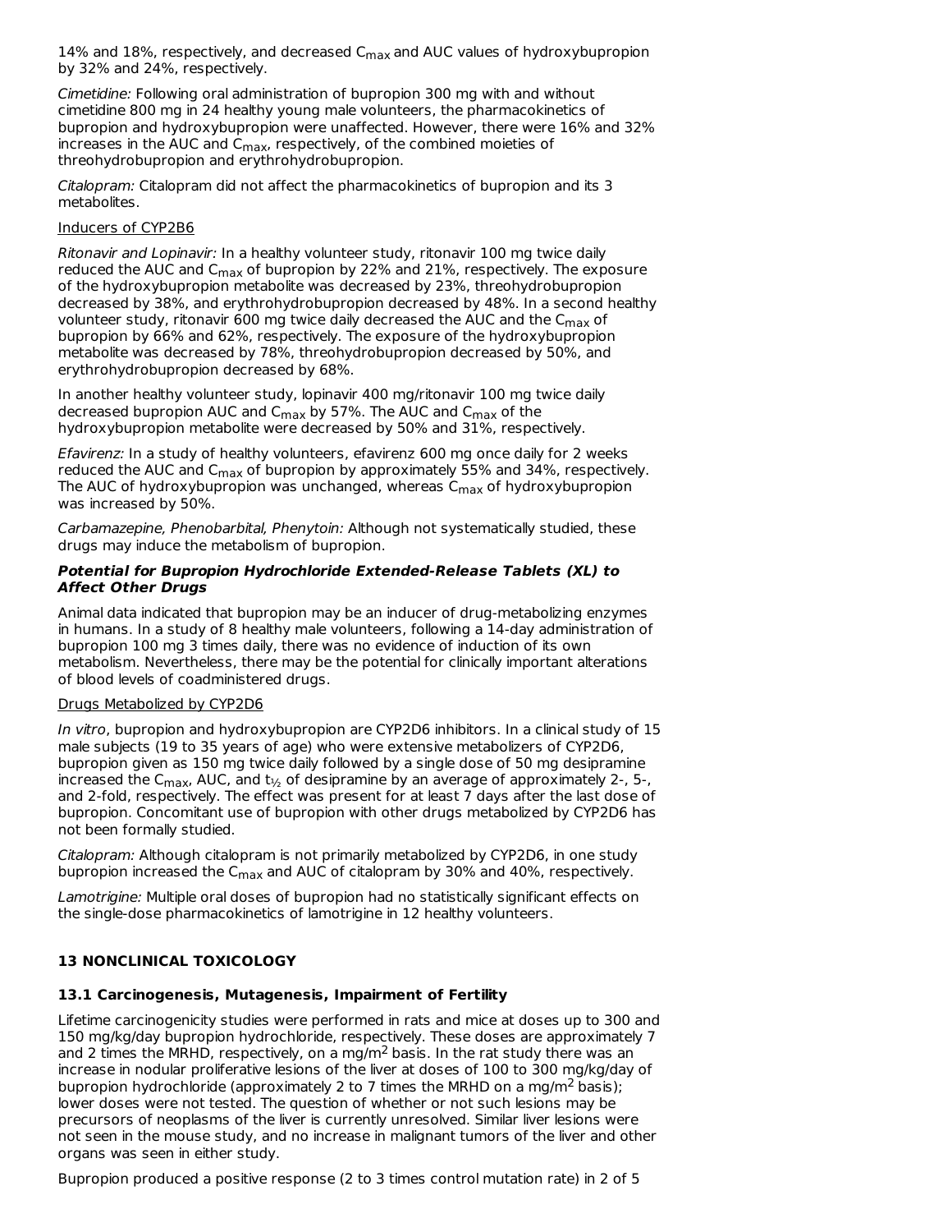14% and 18%, respectively, and decreased $C_{max}$ and AUC values of hydroxybupropion by 32% and 24%, respectively.

*Cimetidine:* Following oral administration of bupropion 300 mg with and without cimetidine 800 mg in 24 healthy young male volunteers, the pharmacokinetics of bupropion and hydroxybupropion were unaffected. However, there were 16% and 32% increases in the AUC and $C_{max}$, respectively, of the combined moieties of threohydrobupropion and erythrohydrobupropion.

*Citalopram:* Citalopram did not affect the pharmacokinetics of bupropion and its 3 metabolites.

Inducers of CYP2B6

*Ritonavir and Lopinavir:* In a healthy volunteer study, ritonavir 100 mg twice daily reduced the AUC and $C_{max}$ of bupropion by 22% and 21%, respectively. The exposure of the hydroxybupropion metabolite was decreased by 23%, threohydrobupropion decreased by 38%, and erythrohydrobupropion decreased by 48%. In a second healthy volunteer study, ritonavir 600 mg twice daily decreased the AUC and the $C_{max}$ of bupropion by 66% and 62%, respectively. The exposure of the hydroxybupropion metabolite was decreased by 78%, threohydrobupropion decreased by 50%, and erythrohydrobupropion decreased by 68%.

In another healthy volunteer study, lopinavir 400 mg/ritonavir 100 mg twice daily decreased bupropion AUC and $C_{max}$ by 57%. The AUC and $C_{max}$ of the hydroxybupropion metabolite were decreased by 50% and 31%, respectively.

*Efavirenz:* In a study of healthy volunteers, efavirenz 600 mg once daily for 2 weeks reduced the AUC and $C_{max}$ of bupropion by approximately 55% and 34%, respectively. The AUC of hydroxybupropion was unchanged, whereas $C_{max}$ of hydroxybupropion was increased by 50%.

*Carbamazepine, Phenobarbital, Phenytoin:* Although not systematically studied, these drugs may induce the metabolism of bupropion.

***Potential for Bupropion Hydrochloride Extended-Release Tablets (XL) to Affect Other Drugs***

Animal data indicated that bupropion may be an inducer of drug-metabolizing enzymes in humans. In a study of 8 healthy male volunteers, following a 14-day administration of bupropion 100 mg 3 times daily, there was no evidence of induction of its own metabolism. Nevertheless, there may be the potential for clinically important alterations of blood levels of coadministered drugs.

Drugs Metabolized by CYP2D6

*In vitro*, bupropion and hydroxybupropion are CYP2D6 inhibitors. In a clinical study of 15 male subjects (19 to 35 years of age) who were extensive metabolizers of CYP2D6, bupropion given as 150 mg twice daily followed by a single dose of 50 mg desipramine increased the $C_{max}$, AUC, and $t_{½}$ of desipramine by an average of approximately 2-, 5-, and 2-fold, respectively. The effect was present for at least 7 days after the last dose of bupropion. Concomitant use of bupropion with other drugs metabolized by CYP2D6 has not been formally studied.

*Citalopram:* Although citalopram is not primarily metabolized by CYP2D6, in one study bupropion increased the $C_{max}$ and AUC of citalopram by 30% and 40%, respectively.

*Lamotrigine:* Multiple oral doses of bupropion had no statistically significant effects on the single-dose pharmacokinetics of lamotrigine in 12 healthy volunteers.

## 13 NONCLINICAL TOXICOLOGY

### 13.1 Carcinogenesis, Mutagenesis, Impairment of Fertility

Lifetime carcinogenicity studies were performed in rats and mice at doses up to 300 and 150 mg/kg/day bupropion hydrochloride, respectively. These doses are approximately 7 and 2 times the MRHD, respectively, on a mg/$m^2$ basis. In the rat study there was an increase in nodular proliferative lesions of the liver at doses of 100 to 300 mg/kg/day of bupropion hydrochloride (approximately 2 to 7 times the MRHD on a mg/$m^2$ basis); lower doses were not tested. The question of whether or not such lesions may be precursors of neoplasms of the liver is currently unresolved. Similar liver lesions were not seen in the mouse study, and no increase in malignant tumors of the liver and other organs was seen in either study.

Bupropion produced a positive response (2 to 3 times control mutation rate) in 2 of 5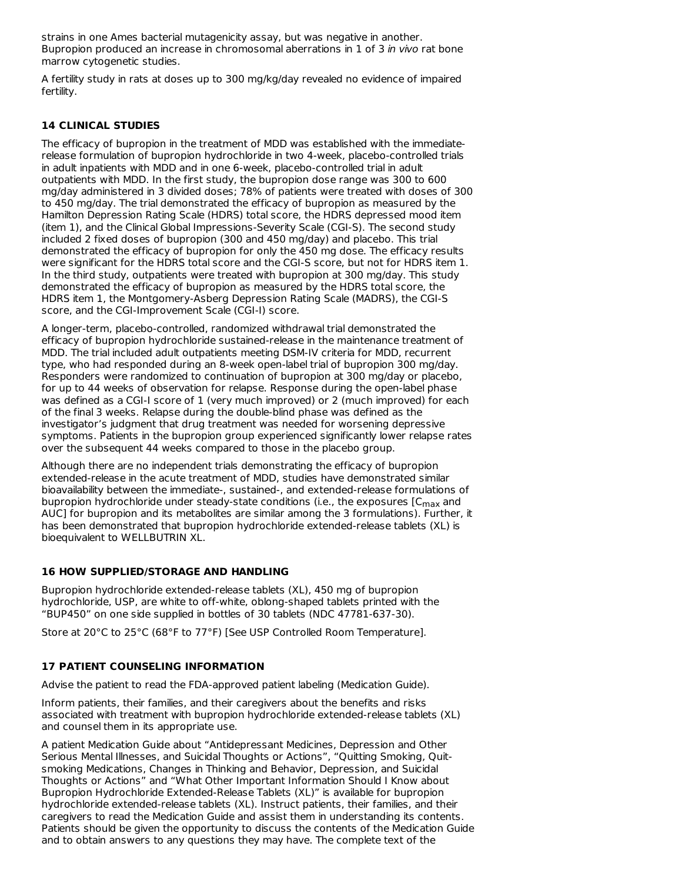strains in one Ames bacterial mutagenicity assay, but was negative in another. Bupropion produced an increase in chromosomal aberrations in 1 of 3 *in vivo* rat bone marrow cytogenetic studies.

A fertility study in rats at doses up to 300 mg/kg/day revealed no evidence of impaired fertility.

## 14 CLINICAL STUDIES

The efficacy of bupropion in the treatment of MDD was established with the immediate-release formulation of bupropion hydrochloride in two 4-week, placebo-controlled trials in adult inpatients with MDD and in one 6-week, placebo-controlled trial in adult outpatients with MDD. In the first study, the bupropion dose range was 300 to 600 mg/day administered in 3 divided doses; 78% of patients were treated with doses of 300 to 450 mg/day. The trial demonstrated the efficacy of bupropion as measured by the Hamilton Depression Rating Scale (HDRS) total score, the HDRS depressed mood item (item 1), and the Clinical Global Impressions-Severity Scale (CGI-S). The second study included 2 fixed doses of bupropion (300 and 450 mg/day) and placebo. This trial demonstrated the efficacy of bupropion for only the 450 mg dose. The efficacy results were significant for the HDRS total score and the CGI-S score, but not for HDRS item 1. In the third study, outpatients were treated with bupropion at 300 mg/day. This study demonstrated the efficacy of bupropion as measured by the HDRS total score, the HDRS item 1, the Montgomery-Asberg Depression Rating Scale (MADRS), the CGI-S score, and the CGI-Improvement Scale (CGI-I) score.

A longer-term, placebo-controlled, randomized withdrawal trial demonstrated the efficacy of bupropion hydrochloride sustained-release in the maintenance treatment of MDD. The trial included adult outpatients meeting DSM-IV criteria for MDD, recurrent type, who had responded during an 8-week open-label trial of bupropion 300 mg/day. Responders were randomized to continuation of bupropion at 300 mg/day or placebo, for up to 44 weeks of observation for relapse. Response during the open-label phase was defined as a CGI-I score of 1 (very much improved) or 2 (much improved) for each of the final 3 weeks. Relapse during the double-blind phase was defined as the investigator's judgment that drug treatment was needed for worsening depressive symptoms. Patients in the bupropion group experienced significantly lower relapse rates over the subsequent 44 weeks compared to those in the placebo group.

Although there are no independent trials demonstrating the efficacy of bupropion extended-release in the acute treatment of MDD, studies have demonstrated similar bioavailability between the immediate-, sustained-, and extended-release formulations of bupropion hydrochloride under steady-state conditions (i.e., the exposures [$C_{max}$ and AUC] for bupropion and its metabolites are similar among the 3 formulations). Further, it has been demonstrated that bupropion hydrochloride extended-release tablets (XL) is bioequivalent to WELLBUTRIN XL.

## 16 HOW SUPPLIED/STORAGE AND HANDLING

Bupropion hydrochloride extended-release tablets (XL), 450 mg of bupropion hydrochloride, USP, are white to off-white, oblong-shaped tablets printed with the "BUP450" on one side supplied in bottles of 30 tablets (NDC 47781-637-30).

Store at 20°C to 25°C (68°F to 77°F) [See USP Controlled Room Temperature].

## 17 PATIENT COUNSELING INFORMATION

Advise the patient to read the FDA-approved patient labeling (Medication Guide).

Inform patients, their families, and their caregivers about the benefits and risks associated with treatment with bupropion hydrochloride extended-release tablets (XL) and counsel them in its appropriate use.

A patient Medication Guide about "Antidepressant Medicines, Depression and Other Serious Mental Illnesses, and Suicidal Thoughts or Actions", "Quitting Smoking, Quit-smoking Medications, Changes in Thinking and Behavior, Depression, and Suicidal Thoughts or Actions" and "What Other Important Information Should I Know about Bupropion Hydrochloride Extended-Release Tablets (XL)" is available for bupropion hydrochloride extended-release tablets (XL). Instruct patients, their families, and their caregivers to read the Medication Guide and assist them in understanding its contents. Patients should be given the opportunity to discuss the contents of the Medication Guide and to obtain answers to any questions they may have. The complete text of the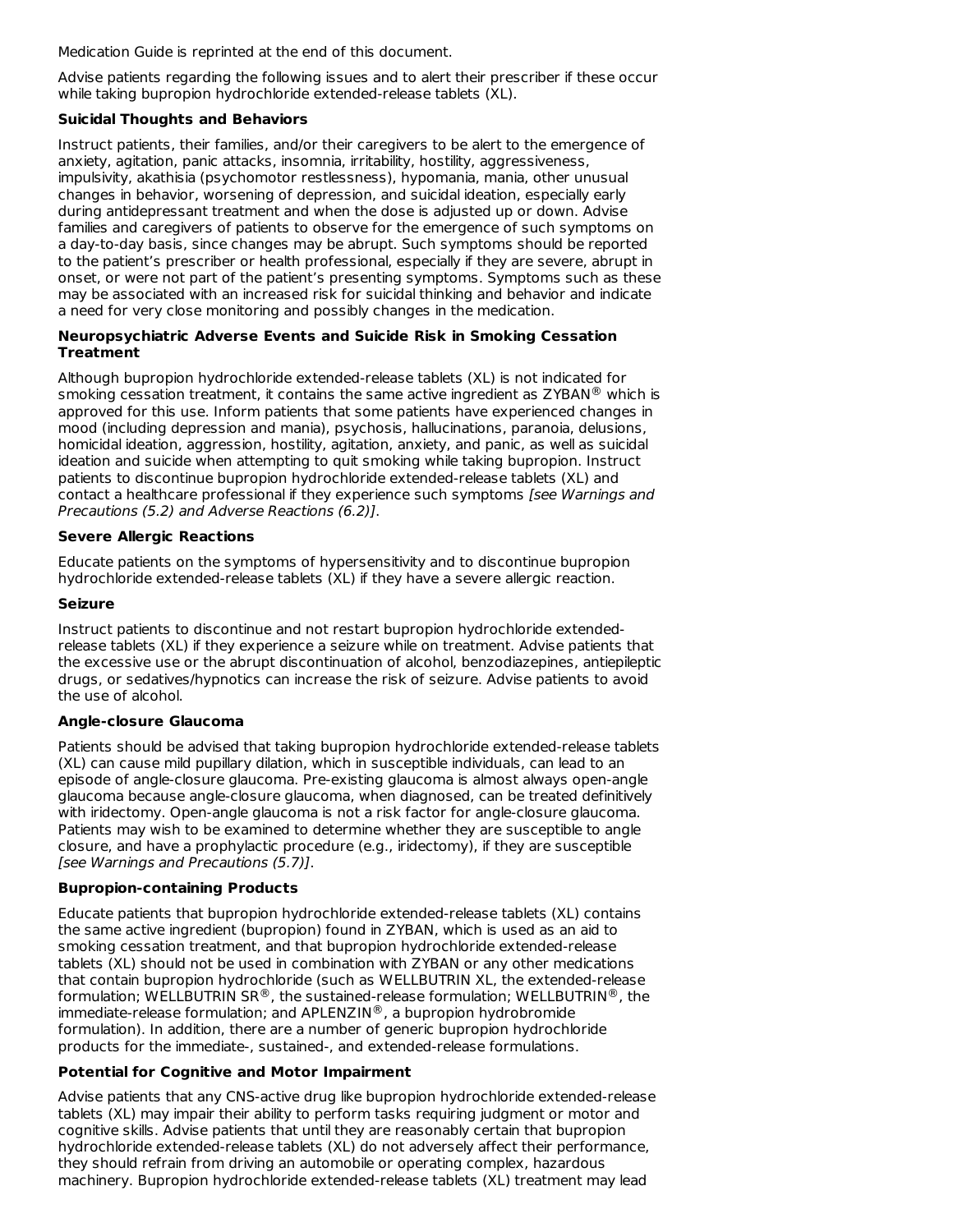Medication Guide is reprinted at the end of this document.

Advise patients regarding the following issues and to alert their prescriber if these occur while taking bupropion hydrochloride extended-release tablets (XL).

**Suicidal Thoughts and Behaviors**

Instruct patients, their families, and/or their caregivers to be alert to the emergence of anxiety, agitation, panic attacks, insomnia, irritability, hostility, aggressiveness, impulsivity, akathisia (psychomotor restlessness), hypomania, mania, other unusual changes in behavior, worsening of depression, and suicidal ideation, especially early during antidepressant treatment and when the dose is adjusted up or down. Advise families and caregivers of patients to observe for the emergence of such symptoms on a day-to-day basis, since changes may be abrupt. Such symptoms should be reported to the patient's prescriber or health professional, especially if they are severe, abrupt in onset, or were not part of the patient's presenting symptoms. Symptoms such as these may be associated with an increased risk for suicidal thinking and behavior and indicate a need for very close monitoring and possibly changes in the medication.

**Neuropsychiatric Adverse Events and Suicide Risk in Smoking Cessation Treatment**

Although bupropion hydrochloride extended-release tablets (XL) is not indicated for smoking cessation treatment, it contains the same active ingredient as ZYBAN® which is approved for this use. Inform patients that some patients have experienced changes in mood (including depression and mania), psychosis, hallucinations, paranoia, delusions, homicidal ideation, aggression, hostility, agitation, anxiety, and panic, as well as suicidal ideation and suicide when attempting to quit smoking while taking bupropion. Instruct patients to discontinue bupropion hydrochloride extended-release tablets (XL) and contact a healthcare professional if they experience such symptoms *[see Warnings and Precautions (5.2) and Adverse Reactions (6.2)]*.

**Severe Allergic Reactions**

Educate patients on the symptoms of hypersensitivity and to discontinue bupropion hydrochloride extended-release tablets (XL) if they have a severe allergic reaction.

**Seizure**

Instruct patients to discontinue and not restart bupropion hydrochloride extended-release tablets (XL) if they experience a seizure while on treatment. Advise patients that the excessive use or the abrupt discontinuation of alcohol, benzodiazepines, antiepileptic drugs, or sedatives/hypnotics can increase the risk of seizure. Advise patients to avoid the use of alcohol.

**Angle-closure Glaucoma**

Patients should be advised that taking bupropion hydrochloride extended-release tablets (XL) can cause mild pupillary dilation, which in susceptible individuals, can lead to an episode of angle-closure glaucoma. Pre-existing glaucoma is almost always open-angle glaucoma because angle-closure glaucoma, when diagnosed, can be treated definitively with iridectomy. Open-angle glaucoma is not a risk factor for angle-closure glaucoma. Patients may wish to be examined to determine whether they are susceptible to angle closure, and have a prophylactic procedure (e.g., iridectomy), if they are susceptible *[see Warnings and Precautions (5.7)]*.

**Bupropion-containing Products**

Educate patients that bupropion hydrochloride extended-release tablets (XL) contains the same active ingredient (bupropion) found in ZYBAN, which is used as an aid to smoking cessation treatment, and that bupropion hydrochloride extended-release tablets (XL) should not be used in combination with ZYBAN or any other medications that contain bupropion hydrochloride (such as WELLBUTRIN XL, the extended-release formulation; WELLBUTRIN SR®, the sustained-release formulation; WELLBUTRIN®, the immediate-release formulation; and APLENZIN®, a bupropion hydrobromide formulation). In addition, there are a number of generic bupropion hydrochloride products for the immediate-, sustained-, and extended-release formulations.

**Potential for Cognitive and Motor Impairment**

Advise patients that any CNS-active drug like bupropion hydrochloride extended-release tablets (XL) may impair their ability to perform tasks requiring judgment or motor and cognitive skills. Advise patients that until they are reasonably certain that bupropion hydrochloride extended-release tablets (XL) do not adversely affect their performance, they should refrain from driving an automobile or operating complex, hazardous machinery. Bupropion hydrochloride extended-release tablets (XL) treatment may lead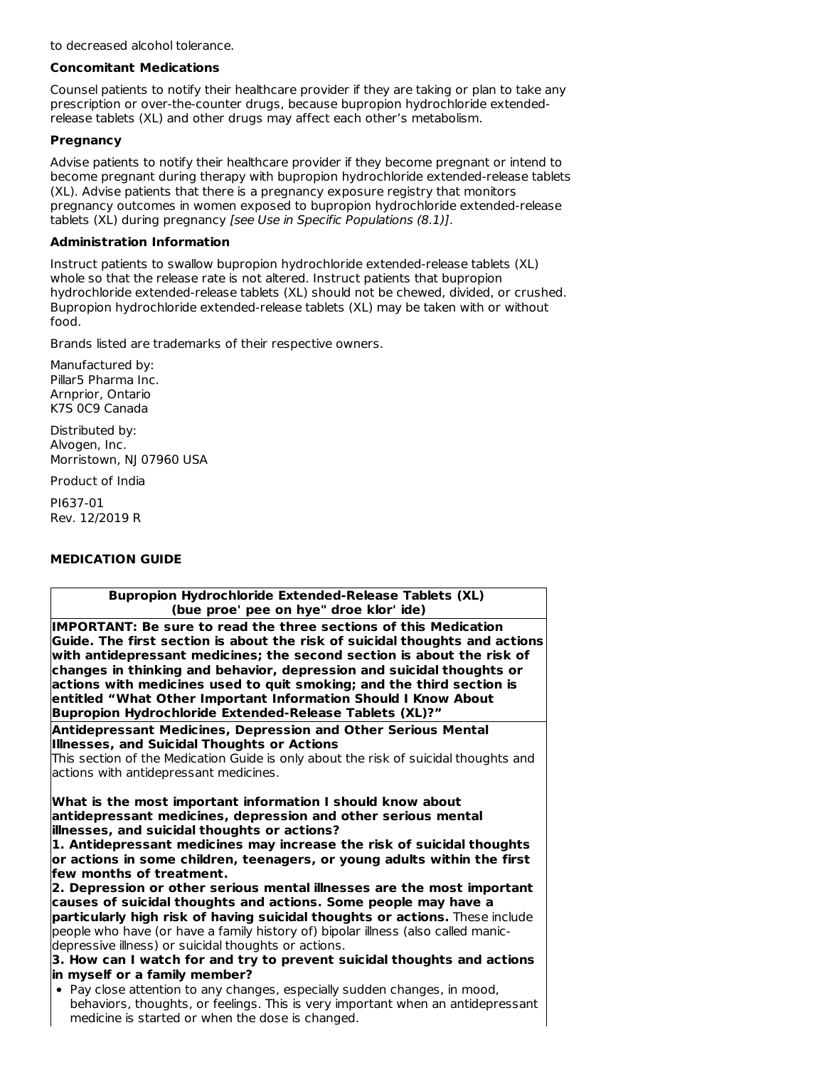to decreased alcohol tolerance.

**Concomitant Medications**

Counsel patients to notify their healthcare provider if they are taking or plan to take any prescription or over-the-counter drugs, because bupropion hydrochloride extended-release tablets (XL) and other drugs may affect each other's metabolism.

**Pregnancy**

Advise patients to notify their healthcare provider if they become pregnant or intend to become pregnant during therapy with bupropion hydrochloride extended-release tablets (XL). Advise patients that there is a pregnancy exposure registry that monitors pregnancy outcomes in women exposed to bupropion hydrochloride extended-release tablets (XL) during pregnancy *[see Use in Specific Populations (8.1)]*.

**Administration Information**

Instruct patients to swallow bupropion hydrochloride extended-release tablets (XL) whole so that the release rate is not altered. Instruct patients that bupropion hydrochloride extended-release tablets (XL) should not be chewed, divided, or crushed. Bupropion hydrochloride extended-release tablets (XL) may be taken with or without food.

Brands listed are trademarks of their respective owners.

Manufactured by:
Pillar5 Pharma Inc.
Arnprior, Ontario
K7S 0C9 Canada

Distributed by:
Alvogen, Inc.
Morristown, NJ 07960 USA

Product of India

PI637-01
Rev. 12/2019 R

**MEDICATION GUIDE**

**Bupropion Hydrochloride Extended-Release Tablets (XL)**
**(bue proe' pee on hye" droe klor' ide)**

**IMPORTANT: Be sure to read the three sections of this Medication Guide. The first section is about the risk of suicidal thoughts and actions with antidepressant medicines; the second section is about the risk of changes in thinking and behavior, depression and suicidal thoughts or actions with medicines used to quit smoking; and the third section is entitled "What Other Important Information Should I Know About Bupropion Hydrochloride Extended-Release Tablets (XL)?"**

**Antidepressant Medicines, Depression and Other Serious Mental Illnesses, and Suicidal Thoughts or Actions**

This section of the Medication Guide is only about the risk of suicidal thoughts and actions with antidepressant medicines.

**What is the most important information I should know about antidepressant medicines, depression and other serious mental illnesses, and suicidal thoughts or actions?**

**1. Antidepressant medicines may increase the risk of suicidal thoughts or actions in some children, teenagers, or young adults within the first few months of treatment.**

**2. Depression or other serious mental illnesses are the most important causes of suicidal thoughts and actions. Some people may have a particularly high risk of having suicidal thoughts or actions.** These include people who have (or have a family history of) bipolar illness (also called manic-depressive illness) or suicidal thoughts or actions.

**3. How can I watch for and try to prevent suicidal thoughts and actions in myself or a family member?**

- Pay close attention to any changes, especially sudden changes, in mood, behaviors, thoughts, or feelings. This is very important when an antidepressant medicine is started or when the dose is changed.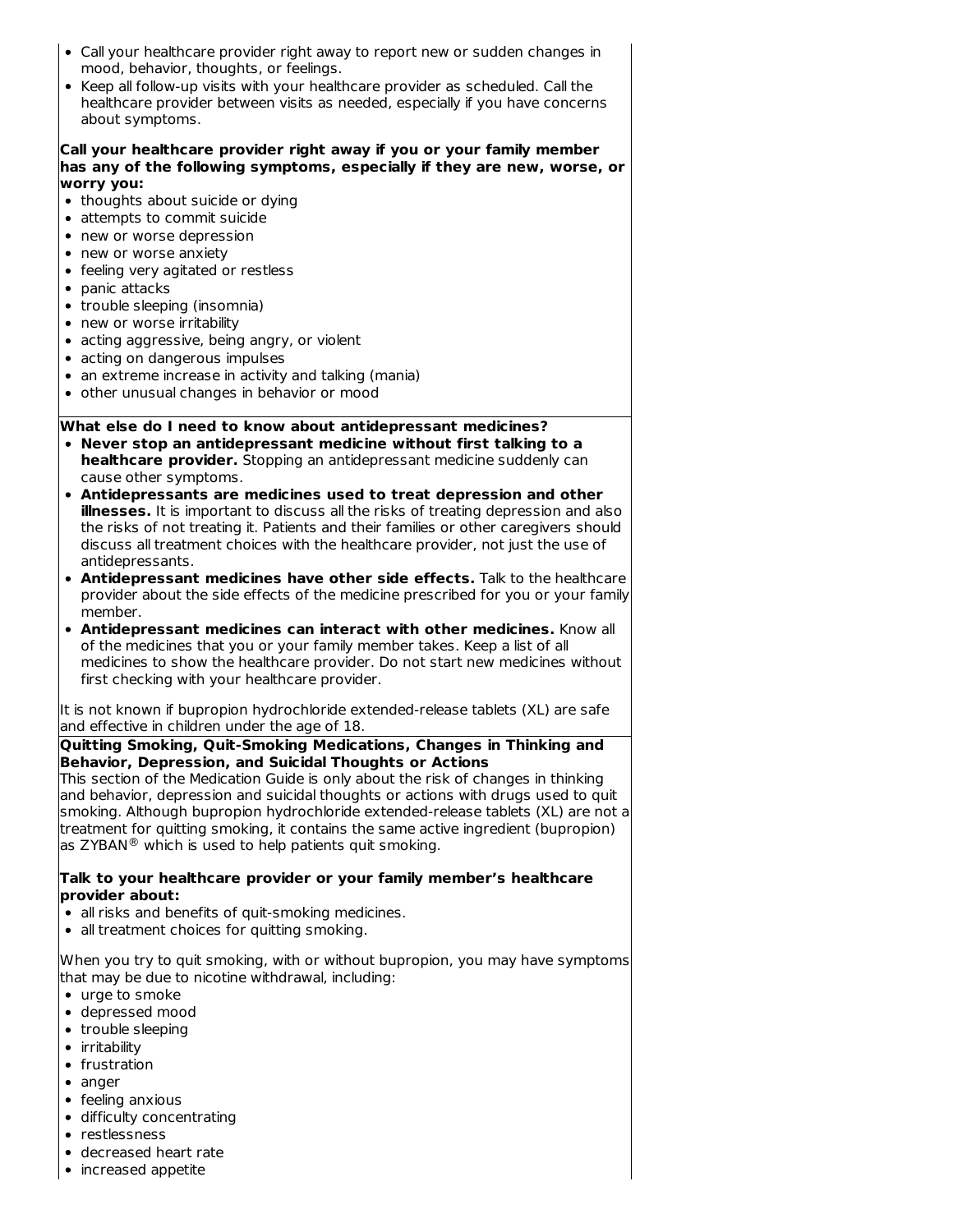- Call your healthcare provider right away to report new or sudden changes in mood, behavior, thoughts, or feelings.
- Keep all follow-up visits with your healthcare provider as scheduled. Call the healthcare provider between visits as needed, especially if you have concerns about symptoms.

**Call your healthcare provider right away if you or your family member has any of the following symptoms, especially if they are new, worse, or worry you:**

- thoughts about suicide or dying
- attempts to commit suicide
- new or worse depression
- new or worse anxiety
- feeling very agitated or restless
- panic attacks
- trouble sleeping (insomnia)
- new or worse irritability
- acting aggressive, being angry, or violent
- acting on dangerous impulses
- an extreme increase in activity and talking (mania)
- other unusual changes in behavior or mood

**What else do I need to know about antidepressant medicines?**

- **Never stop an antidepressant medicine without first talking to a healthcare provider.** Stopping an antidepressant medicine suddenly can cause other symptoms.
- **Antidepressants are medicines used to treat depression and other illnesses.** It is important to discuss all the risks of treating depression and also the risks of not treating it. Patients and their families or other caregivers should discuss all treatment choices with the healthcare provider, not just the use of antidepressants.
- **Antidepressant medicines have other side effects.** Talk to the healthcare provider about the side effects of the medicine prescribed for you or your family member.
- **Antidepressant medicines can interact with other medicines.** Know all of the medicines that you or your family member takes. Keep a list of all medicines to show the healthcare provider. Do not start new medicines without first checking with your healthcare provider.

It is not known if bupropion hydrochloride extended-release tablets (XL) are safe and effective in children under the age of 18.

**Quitting Smoking, Quit-Smoking Medications, Changes in Thinking and Behavior, Depression, and Suicidal Thoughts or Actions**

This section of the Medication Guide is only about the risk of changes in thinking and behavior, depression and suicidal thoughts or actions with drugs used to quit smoking. Although bupropion hydrochloride extended-release tablets (XL) are not a treatment for quitting smoking, it contains the same active ingredient (bupropion) as ZYBAN® which is used to help patients quit smoking.

**Talk to your healthcare provider or your family member's healthcare provider about:**

- all risks and benefits of quit-smoking medicines.
- all treatment choices for quitting smoking.

When you try to quit smoking, with or without bupropion, you may have symptoms that may be due to nicotine withdrawal, including:

- urge to smoke
- depressed mood
- trouble sleeping
- irritability
- frustration
- anger
- feeling anxious
- difficulty concentrating
- restlessness
- decreased heart rate
- increased appetite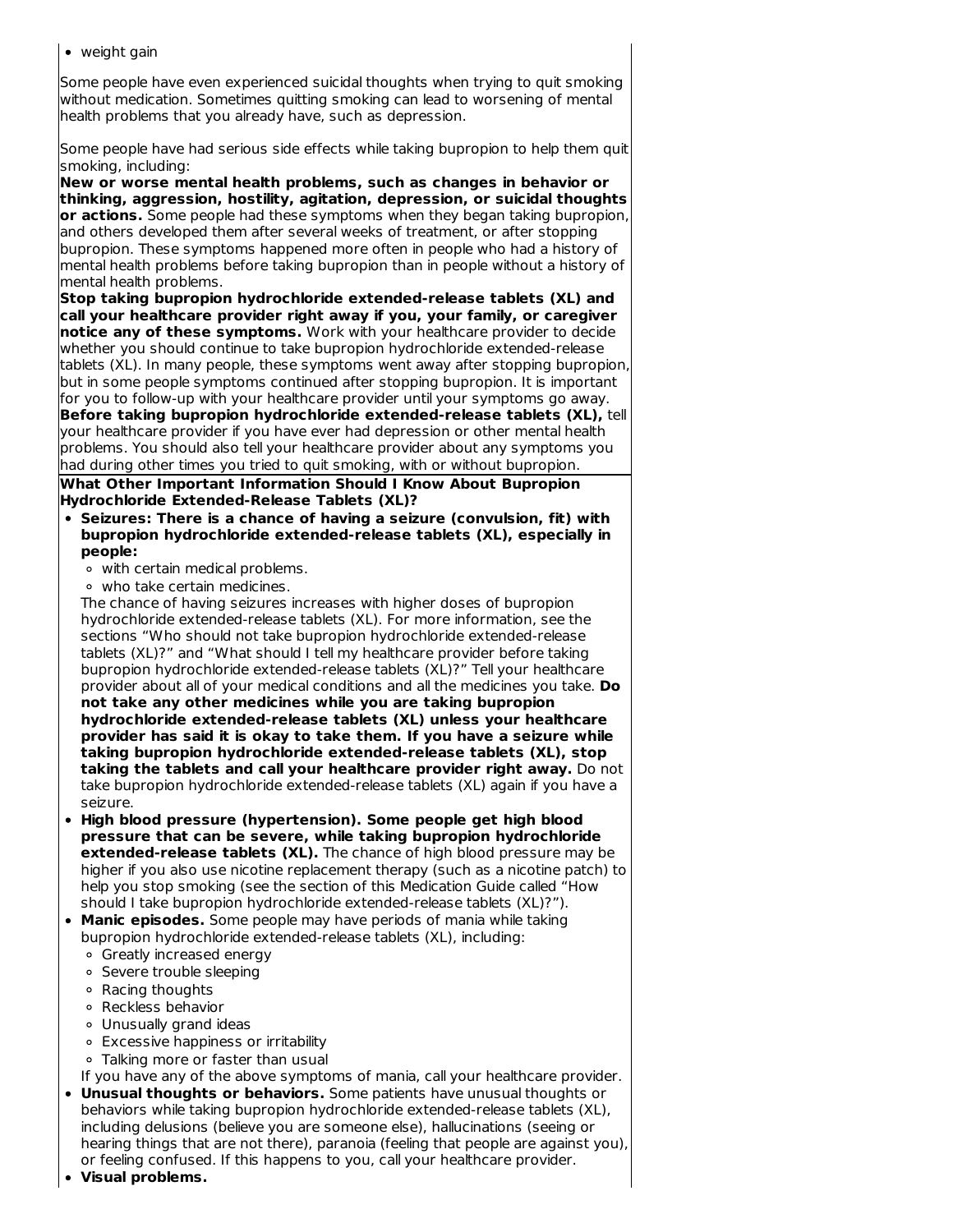- weight gain

Some people have even experienced suicidal thoughts when trying to quit smoking without medication. Sometimes quitting smoking can lead to worsening of mental health problems that you already have, such as depression.

Some people have had serious side effects while taking bupropion to help them quit smoking, including:
**New or worse mental health problems, such as changes in behavior or thinking, aggression, hostility, agitation, depression, or suicidal thoughts or actions.** Some people had these symptoms when they began taking bupropion, and others developed them after several weeks of treatment, or after stopping bupropion. These symptoms happened more often in people who had a history of mental health problems before taking bupropion than in people without a history of mental health problems.
**Stop taking bupropion hydrochloride extended-release tablets (XL) and call your healthcare provider right away if you, your family, or caregiver notice any of these symptoms.** Work with your healthcare provider to decide whether you should continue to take bupropion hydrochloride extended-release tablets (XL). In many people, these symptoms went away after stopping bupropion, but in some people symptoms continued after stopping bupropion. It is important for you to follow-up with your healthcare provider until your symptoms go away.
**Before taking bupropion hydrochloride extended-release tablets (XL),** tell your healthcare provider if you have ever had depression or other mental health problems. You should also tell your healthcare provider about any symptoms you had during other times you tried to quit smoking, with or without bupropion.

**What Other Important Information Should I Know About Bupropion Hydrochloride Extended-Release Tablets (XL)?**

- **Seizures: There is a chance of having a seizure (convulsion, fit) with bupropion hydrochloride extended-release tablets (XL), especially in people:**
  - with certain medical problems.
  - who take certain medicines.

  The chance of having seizures increases with higher doses of bupropion hydrochloride extended-release tablets (XL). For more information, see the sections "Who should not take bupropion hydrochloride extended-release tablets (XL)?" and "What should I tell my healthcare provider before taking bupropion hydrochloride extended-release tablets (XL)?" Tell your healthcare provider about all of your medical conditions and all the medicines you take. **Do not take any other medicines while you are taking bupropion hydrochloride extended-release tablets (XL) unless your healthcare provider has said it is okay to take them. If you have a seizure while taking bupropion hydrochloride extended-release tablets (XL), stop taking the tablets and call your healthcare provider right away.** Do not take bupropion hydrochloride extended-release tablets (XL) again if you have a seizure.
- **High blood pressure (hypertension). Some people get high blood pressure that can be severe, while taking bupropion hydrochloride extended-release tablets (XL).** The chance of high blood pressure may be higher if you also use nicotine replacement therapy (such as a nicotine patch) to help you stop smoking (see the section of this Medication Guide called "How should I take bupropion hydrochloride extended-release tablets (XL)?").
- **Manic episodes.** Some people may have periods of mania while taking bupropion hydrochloride extended-release tablets (XL), including:
  - Greatly increased energy
  - Severe trouble sleeping
  - Racing thoughts
  - Reckless behavior
  - Unusually grand ideas
  - Excessive happiness or irritability
  - Talking more or faster than usual

  If you have any of the above symptoms of mania, call your healthcare provider.
- **Unusual thoughts or behaviors.** Some patients have unusual thoughts or behaviors while taking bupropion hydrochloride extended-release tablets (XL), including delusions (believe you are someone else), hallucinations (seeing or hearing things that are not there), paranoia (feeling that people are against you), or feeling confused. If this happens to you, call your healthcare provider.
- **Visual problems.**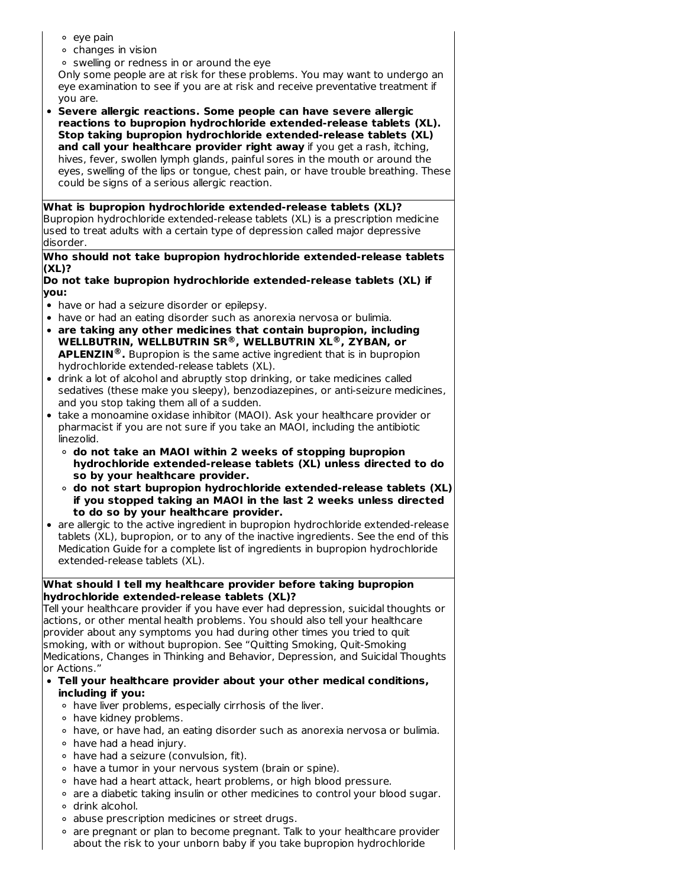- eye pain
- changes in vision
- swelling or redness in or around the eye

Only some people are at risk for these problems. You may want to undergo an eye examination to see if you are at risk and receive preventative treatment if you are.

- **Severe allergic reactions. Some people can have severe allergic reactions to bupropion hydrochloride extended-release tablets (XL). Stop taking bupropion hydrochloride extended-release tablets (XL) and call your healthcare provider right away** if you get a rash, itching, hives, fever, swollen lymph glands, painful sores in the mouth or around the eyes, swelling of the lips or tongue, chest pain, or have trouble breathing. These could be signs of a serious allergic reaction.

**What is bupropion hydrochloride extended-release tablets (XL)?**

Bupropion hydrochloride extended-release tablets (XL) is a prescription medicine used to treat adults with a certain type of depression called major depressive disorder.

**Who should not take bupropion hydrochloride extended-release tablets (XL)?**

**Do not take bupropion hydrochloride extended-release tablets (XL) if you:**

- have or had a seizure disorder or epilepsy.
- have or had an eating disorder such as anorexia nervosa or bulimia.
- **are taking any other medicines that contain bupropion, including WELLBUTRIN, WELLBUTRIN SR®, WELLBUTRIN XL®, ZYBAN, or APLENZIN®.** Bupropion is the same active ingredient that is in bupropion hydrochloride extended-release tablets (XL).
- drink a lot of alcohol and abruptly stop drinking, or take medicines called sedatives (these make you sleepy), benzodiazepines, or anti-seizure medicines, and you stop taking them all of a sudden.
- take a monoamine oxidase inhibitor (MAOI). Ask your healthcare provider or pharmacist if you are not sure if you take an MAOI, including the antibiotic linezolid.
  - **do not take an MAOI within 2 weeks of stopping bupropion hydrochloride extended-release tablets (XL) unless directed to do so by your healthcare provider.**
  - **do not start bupropion hydrochloride extended-release tablets (XL) if you stopped taking an MAOI in the last 2 weeks unless directed to do so by your healthcare provider.**
- are allergic to the active ingredient in bupropion hydrochloride extended-release tablets (XL), bupropion, or to any of the inactive ingredients. See the end of this Medication Guide for a complete list of ingredients in bupropion hydrochloride extended-release tablets (XL).

**What should I tell my healthcare provider before taking bupropion hydrochloride extended-release tablets (XL)?**

Tell your healthcare provider if you have ever had depression, suicidal thoughts or actions, or other mental health problems. You should also tell your healthcare provider about any symptoms you had during other times you tried to quit smoking, with or without bupropion. See "Quitting Smoking, Quit-Smoking Medications, Changes in Thinking and Behavior, Depression, and Suicidal Thoughts or Actions."

- **Tell your healthcare provider about your other medical conditions, including if you:**
  - have liver problems, especially cirrhosis of the liver.
  - have kidney problems.
  - have, or have had, an eating disorder such as anorexia nervosa or bulimia.
  - have had a head injury.
  - have had a seizure (convulsion, fit).
  - have a tumor in your nervous system (brain or spine).
  - have had a heart attack, heart problems, or high blood pressure.
  - are a diabetic taking insulin or other medicines to control your blood sugar.
  - drink alcohol.
  - abuse prescription medicines or street drugs.
  - are pregnant or plan to become pregnant. Talk to your healthcare provider about the risk to your unborn baby if you take bupropion hydrochloride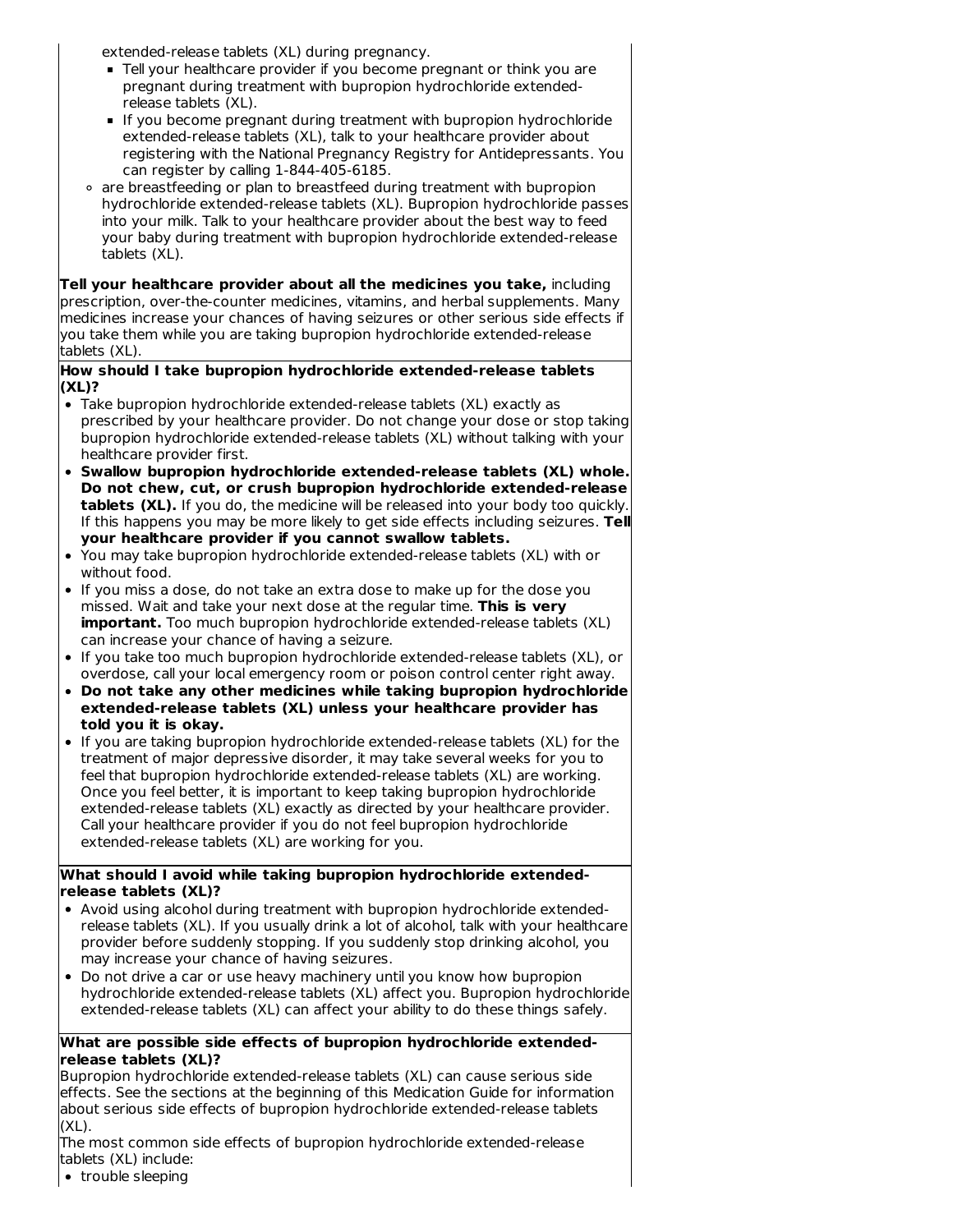extended-release tablets (XL) during pregnancy.

    - Tell your healthcare provider if you become pregnant or think you are pregnant during treatment with bupropion hydrochloride extended-release tablets (XL).
    - If you become pregnant during treatment with bupropion hydrochloride extended-release tablets (XL), talk to your healthcare provider about registering with the National Pregnancy Registry for Antidepressants. You can register by calling 1-844-405-6185.
  - are breastfeeding or plan to breastfeed during treatment with bupropion hydrochloride extended-release tablets (XL). Bupropion hydrochloride passes into your milk. Talk to your healthcare provider about the best way to feed your baby during treatment with bupropion hydrochloride extended-release tablets (XL).

**Tell your healthcare provider about all the medicines you take,** including prescription, over-the-counter medicines, vitamins, and herbal supplements. Many medicines increase your chances of having seizures or other serious side effects if you take them while you are taking bupropion hydrochloride extended-release tablets (XL).

**How should I take bupropion hydrochloride extended-release tablets (XL)?**

- Take bupropion hydrochloride extended-release tablets (XL) exactly as prescribed by your healthcare provider. Do not change your dose or stop taking bupropion hydrochloride extended-release tablets (XL) without talking with your healthcare provider first.
- **Swallow bupropion hydrochloride extended-release tablets (XL) whole. Do not chew, cut, or crush bupropion hydrochloride extended-release tablets (XL).** If you do, the medicine will be released into your body too quickly. If this happens you may be more likely to get side effects including seizures. **Tell your healthcare provider if you cannot swallow tablets.**
- You may take bupropion hydrochloride extended-release tablets (XL) with or without food.
- If you miss a dose, do not take an extra dose to make up for the dose you missed. Wait and take your next dose at the regular time. **This is very important.** Too much bupropion hydrochloride extended-release tablets (XL) can increase your chance of having a seizure.
- If you take too much bupropion hydrochloride extended-release tablets (XL), or overdose, call your local emergency room or poison control center right away.
- **Do not take any other medicines while taking bupropion hydrochloride extended-release tablets (XL) unless your healthcare provider has told you it is okay.**
- If you are taking bupropion hydrochloride extended-release tablets (XL) for the treatment of major depressive disorder, it may take several weeks for you to feel that bupropion hydrochloride extended-release tablets (XL) are working. Once you feel better, it is important to keep taking bupropion hydrochloride extended-release tablets (XL) exactly as directed by your healthcare provider. Call your healthcare provider if you do not feel bupropion hydrochloride extended-release tablets (XL) are working for you.

**What should I avoid while taking bupropion hydrochloride extended-release tablets (XL)?**

- Avoid using alcohol during treatment with bupropion hydrochloride extended-release tablets (XL). If you usually drink a lot of alcohol, talk with your healthcare provider before suddenly stopping. If you suddenly stop drinking alcohol, you may increase your chance of having seizures.
- Do not drive a car or use heavy machinery until you know how bupropion hydrochloride extended-release tablets (XL) affect you. Bupropion hydrochloride extended-release tablets (XL) can affect your ability to do these things safely.

**What are possible side effects of bupropion hydrochloride extended-release tablets (XL)?**

Bupropion hydrochloride extended-release tablets (XL) can cause serious side effects. See the sections at the beginning of this Medication Guide for information about serious side effects of bupropion hydrochloride extended-release tablets (XL).

The most common side effects of bupropion hydrochloride extended-release tablets (XL) include:

- trouble sleeping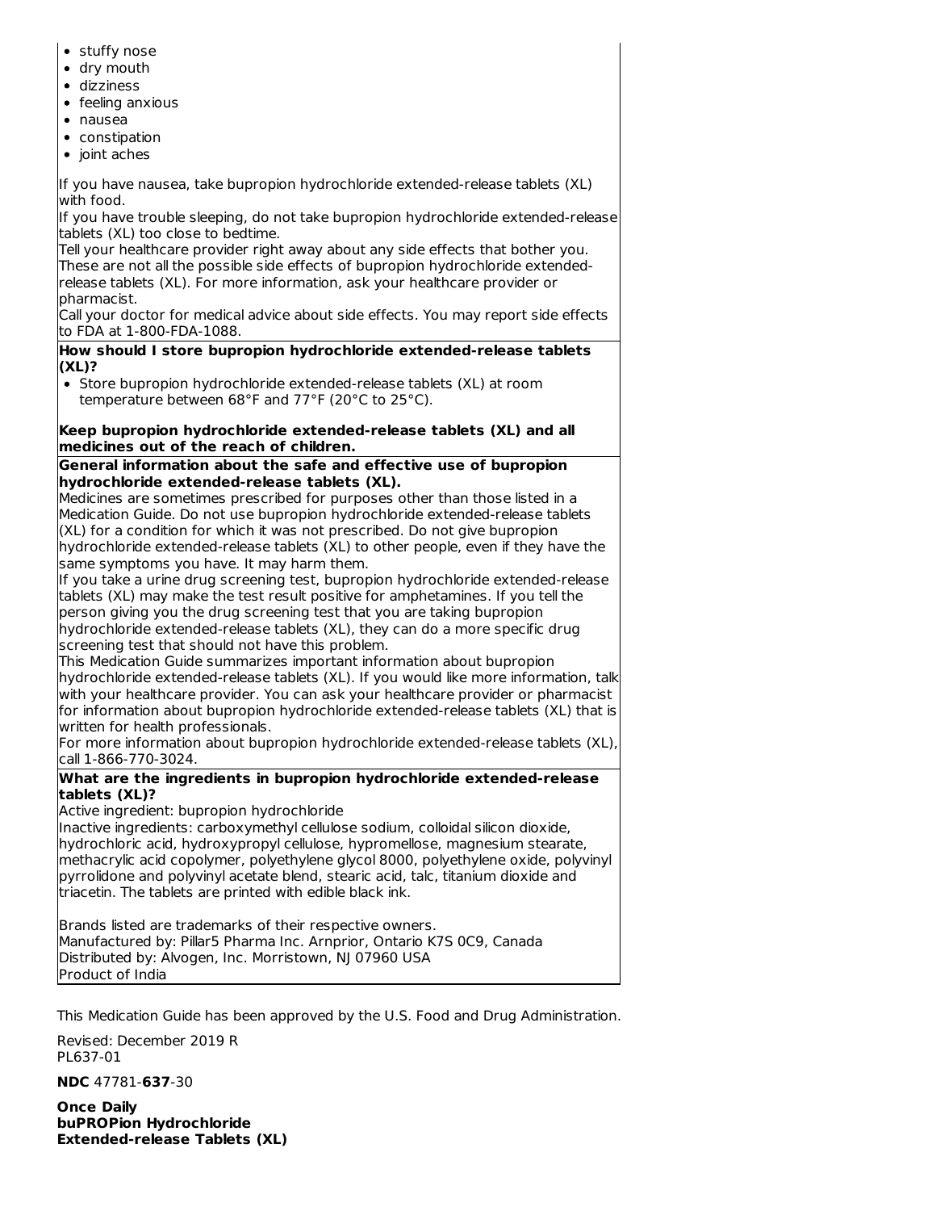- stuffy nose
- dry mouth
- dizziness
- feeling anxious
- nausea
- constipation
- joint aches

If you have nausea, take bupropion hydrochloride extended-release tablets (XL) with food.

If you have trouble sleeping, do not take bupropion hydrochloride extended-release tablets (XL) too close to bedtime.

Tell your healthcare provider right away about any side effects that bother you.

These are not all the possible side effects of bupropion hydrochloride extended-release tablets (XL). For more information, ask your healthcare provider or pharmacist.

Call your doctor for medical advice about side effects. You may report side effects to FDA at 1-800-FDA-1088.

**How should I store bupropion hydrochloride extended-release tablets (XL)?**

- Store bupropion hydrochloride extended-release tablets (XL) at room temperature between 68°F and 77°F (20°C to 25°C).

**Keep bupropion hydrochloride extended-release tablets (XL) and all medicines out of the reach of children.**

**General information about the safe and effective use of bupropion hydrochloride extended-release tablets (XL).**

Medicines are sometimes prescribed for purposes other than those listed in a Medication Guide. Do not use bupropion hydrochloride extended-release tablets (XL) for a condition for which it was not prescribed. Do not give bupropion hydrochloride extended-release tablets (XL) to other people, even if they have the same symptoms you have. It may harm them.

If you take a urine drug screening test, bupropion hydrochloride extended-release tablets (XL) may make the test result positive for amphetamines. If you tell the person giving you the drug screening test that you are taking bupropion hydrochloride extended-release tablets (XL), they can do a more specific drug screening test that should not have this problem.

This Medication Guide summarizes important information about bupropion hydrochloride extended-release tablets (XL). If you would like more information, talk with your healthcare provider. You can ask your healthcare provider or pharmacist for information about bupropion hydrochloride extended-release tablets (XL) that is written for health professionals.

For more information about bupropion hydrochloride extended-release tablets (XL), call 1-866-770-3024.

**What are the ingredients in bupropion hydrochloride extended-release tablets (XL)?**

Active ingredient: bupropion hydrochloride

Inactive ingredients: carboxymethyl cellulose sodium, colloidal silicon dioxide, hydrochloric acid, hydroxypropyl cellulose, hypromellose, magnesium stearate, methacrylic acid copolymer, polyethylene glycol 8000, polyethylene oxide, polyvinyl pyrrolidone and polyvinyl acetate blend, stearic acid, talc, titanium dioxide and triacetin. The tablets are printed with edible black ink.

Brands listed are trademarks of their respective owners.
Manufactured by: Pillar5 Pharma Inc. Arnprior, Ontario K7S 0C9, Canada
Distributed by: Alvogen, Inc. Morristown, NJ 07960 USA
Product of India

This Medication Guide has been approved by the U.S. Food and Drug Administration.

Revised: December 2019 R
PL637-01

**NDC** 47781-**637**-30

**Once Daily**
**buPROPion Hydrochloride**
**Extended-release Tablets (XL)**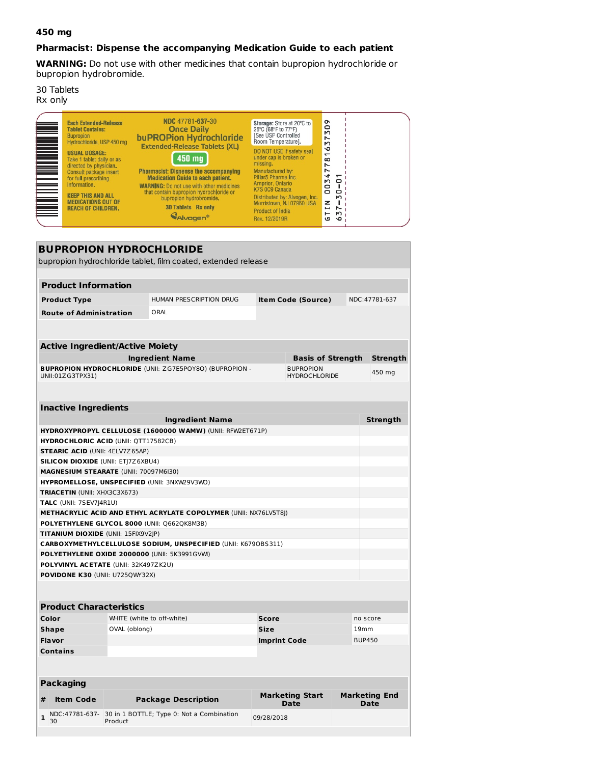**450 mg**

**Pharmacist: Dispense the accompanying Medication Guide to each patient**

**WARNING:** Do not use with other medicines that contain bupropion hydrochloride or bupropion hydrobromide.

30 Tablets
Rx only

**Each Extended-Release Tablet Contains:** Bupropion Hydrochloride, USP 450 mg

**USUAL DOSAGE:** Take 1 tablet daily or as directed by physician. Consult package insert for full prescribing information.

**KEEP THIS AND ALL MEDICATIONS OUT OF REACH OF CHILDREN.**

NDC 47781-637-30
Once Daily
buPROPion Hydrochloride
Extended-Release Tablets (XL)
450 mg

Pharmacist: Dispense the accompanying Medication Guide to each patient.

WARNING: Do not use with other medicines that contain bupropion hydrochloride or bupropion hydrobromide.

30 Tablets Rx only

Alvogen®

**Storage:** Store at 20°C to 25°C (68°F to 77°F) [See USP Controlled Room Temperature].

DO NOT USE if safety seal under cap is broken or missing.

Manufactured by: Pillar5 Pharma Inc. Arnprior, Ontario K7S 0C9 Canada

Distributed by: Alvogen, Inc. Morristown, NJ 07960 USA

Product of India

Rev. 12/2019R

GTIN 00347781637309
637-30-01

## BUPROPION HYDROCHLORIDE

bupropion hydrochloride tablet, film coated, extended release

### Product Information

| | | | |
|---|---|---|---|
| **Product Type** | HUMAN PRESCRIPTION DRUG | **Item Code (Source)** | NDC:47781-637 |
| **Route of Administration** | ORAL | | |

### Active Ingredient/Active Moiety

| Ingredient Name | Basis of Strength | Strength |
|---|---|---|
| **BUPROPION HYDROCHLORIDE** (UNII: ZG7E5POY8O) (BUPROPION - UNII:01ZG3TPX31) | BUPROPION HYDROCHLORIDE | 450 mg |

### Inactive Ingredients

| Ingredient Name | Strength |
|---|---|
| **HYDROXYPROPYL CELLULOSE (1600000 WAMW)** (UNII: RFW2ET671P) | |
| **HYDROCHLORIC ACID** (UNII: QTT17582CB) | |
| **STEARIC ACID** (UNII: 4ELV7Z65AP) | |
| **SILICON DIOXIDE** (UNII: ETJ7Z6XBU4) | |
| **MAGNESIUM STEARATE** (UNII: 70097M6I30) | |
| **HYPROMELLOSE, UNSPECIFIED** (UNII: 3NXW29V3WO) | |
| **TRIACETIN** (UNII: XHX3C3X673) | |
| **TALC** (UNII: 7SEV7J4R1U) | |
| **METHACRYLIC ACID AND ETHYL ACRYLATE COPOLYMER** (UNII: NX76LV5T8J) | |
| **POLYETHYLENE GLYCOL 8000** (UNII: Q662QK8M3B) | |
| **TITANIUM DIOXIDE** (UNII: 15FIX9V2JP) | |
| **CARBOXYMETHYLCELLULOSE SODIUM, UNSPECIFIED** (UNII: K679OBS311) | |
| **POLYETHYLENE OXIDE 2000000** (UNII: 5K3991GVWI) | |
| **POLYVINYL ACETATE** (UNII: 32K497ZK2U) | |
| **POVIDONE K30** (UNII: U725QWY32X) | |

### Product Characteristics

| | | | |
|---|---|---|---|
| **Color** | WHITE (white to off-white) | **Score** | no score |
| **Shape** | OVAL (oblong) | **Size** | 19mm |
| **Flavor** | | **Imprint Code** | BUP450 |
| **Contains** | | | |

### Packaging

| # | Item Code | Package Description | Marketing Start Date | Marketing End Date |
|---|---|---|---|---|
| 1 | NDC:47781-637-30 | 30 in 1 BOTTLE; Type 0: Not a Combination Product | 09/28/2018 | |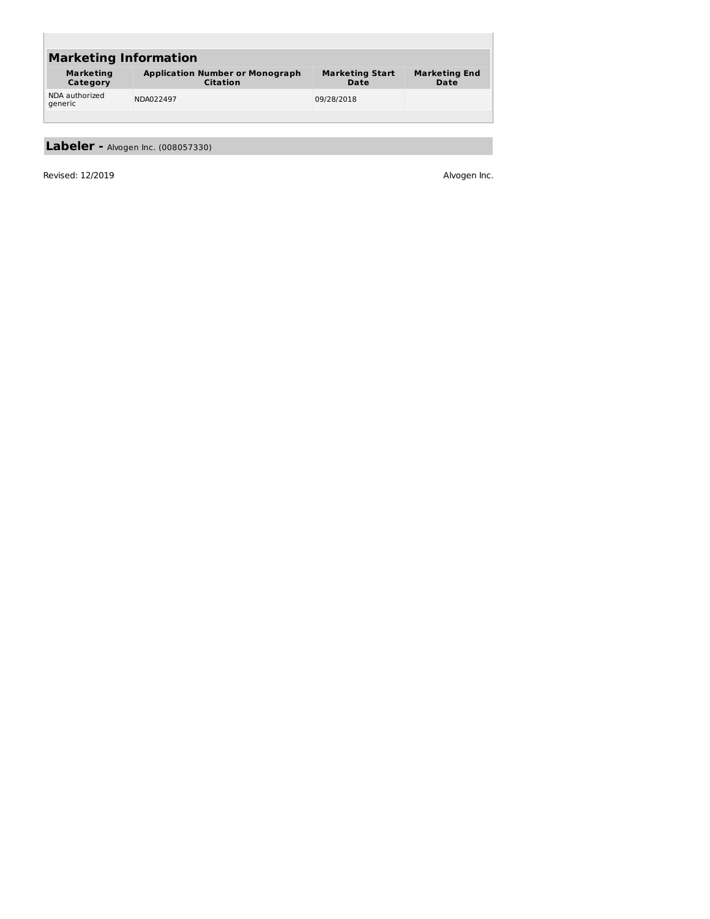## Marketing Information

| Marketing Category | Application Number or Monograph Citation | Marketing Start Date | Marketing End Date |
|---|---|---|---|
| NDA authorized generic | NDA022497 | 09/28/2018 | |

## Labeler - Alvogen Inc. (008057330)

Revised: 12/2019

Alvogen Inc.